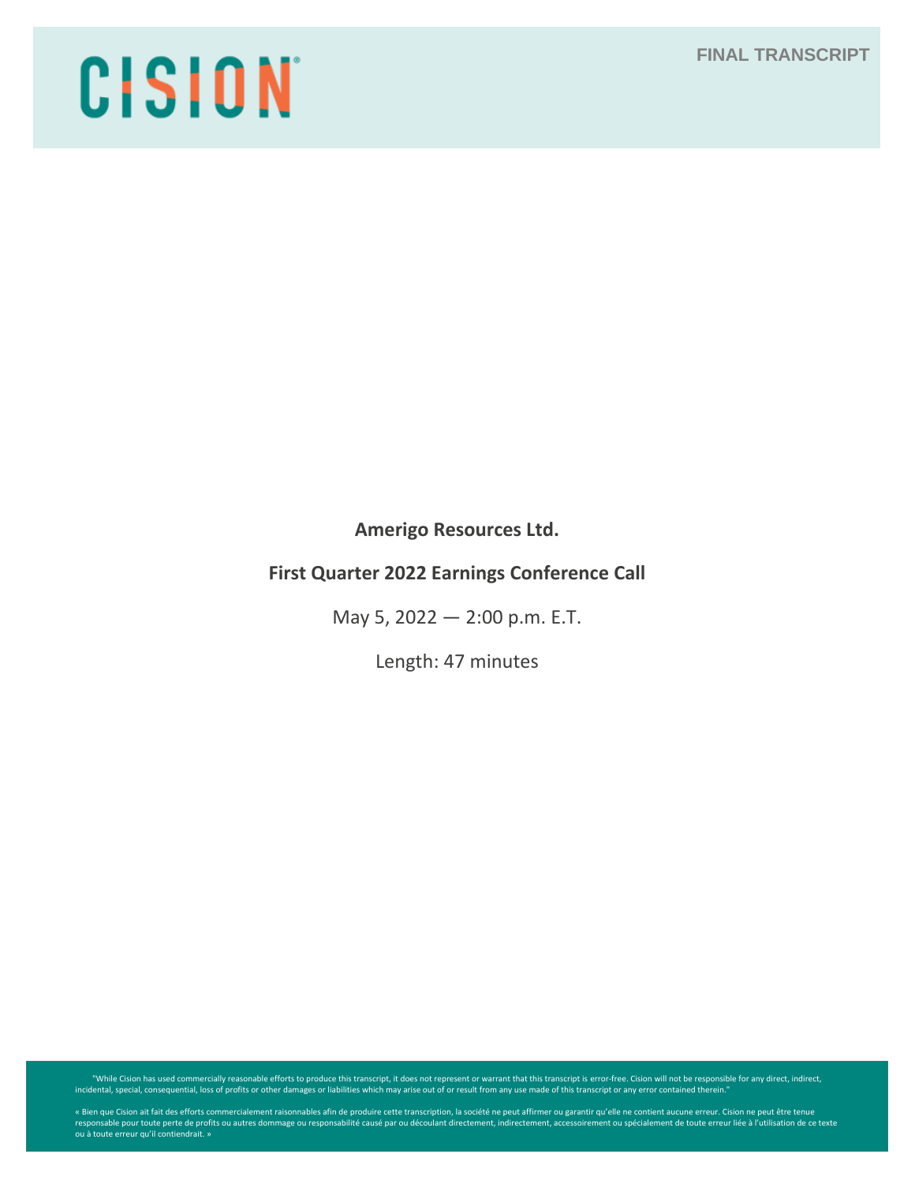CISION

FINAL TRANSCRIPT

**Amerigo Resources Ltd.**

**First Quarter 2022 Earnings Conference Call**

May 5, 2022 — 2:00 p.m. E.T.

Length: 47 minutes

"While Cision has used commercially reasonable efforts to produce this transcript, it does not represent or warrant that this transcript is error-free. Cision will not be responsible for any direct, indirect, incidental, special, consequential, loss of profits or other damages or liabilities which may arise out of or result from any use made of this transcript or any error contained therein."

« Bien que Cision ait fait des efforts commercialement raisonnables afin de produire cette transcription, la société ne peut affirmer ou garantir qu'elle ne contient aucune erreur. Cision ne peut être tenue responsable pour toute perte de profits ou autres dommage ou responsabilité causé par ou découlant directement, indirectement, accessoirement ou spécialement de toute erreur liée à l'utilisation de ce texte ou à toute erreur qu'il contiendrait. »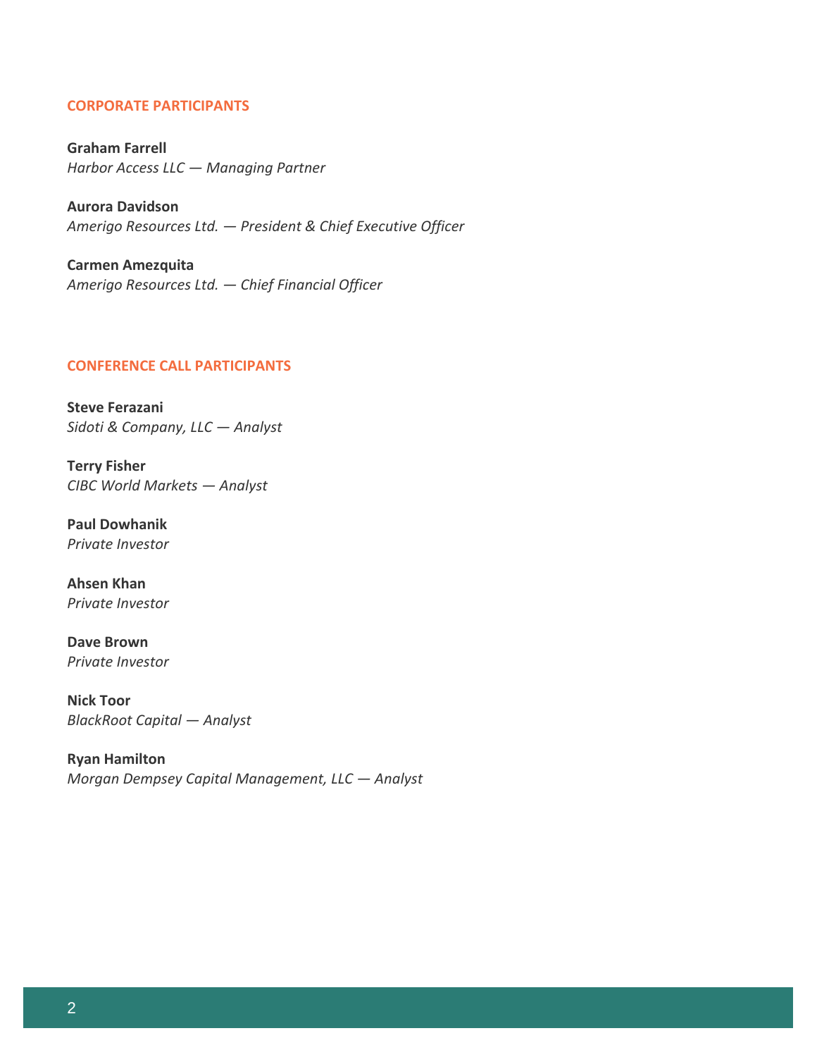## CORPORATE PARTICIPANTS

**Graham Farrell**
*Harbor Access LLC — Managing Partner*

**Aurora Davidson**
*Amerigo Resources Ltd. — President & Chief Executive Officer*

**Carmen Amezquita**
*Amerigo Resources Ltd. — Chief Financial Officer*

## CONFERENCE CALL PARTICIPANTS

**Steve Ferazani**
*Sidoti & Company, LLC — Analyst*

**Terry Fisher**
*CIBC World Markets — Analyst*

**Paul Dowhanik**
*Private Investor*

**Ahsen Khan**
*Private Investor*

**Dave Brown**
*Private Investor*

**Nick Toor**
*BlackRoot Capital — Analyst*

**Ryan Hamilton**
*Morgan Dempsey Capital Management, LLC — Analyst*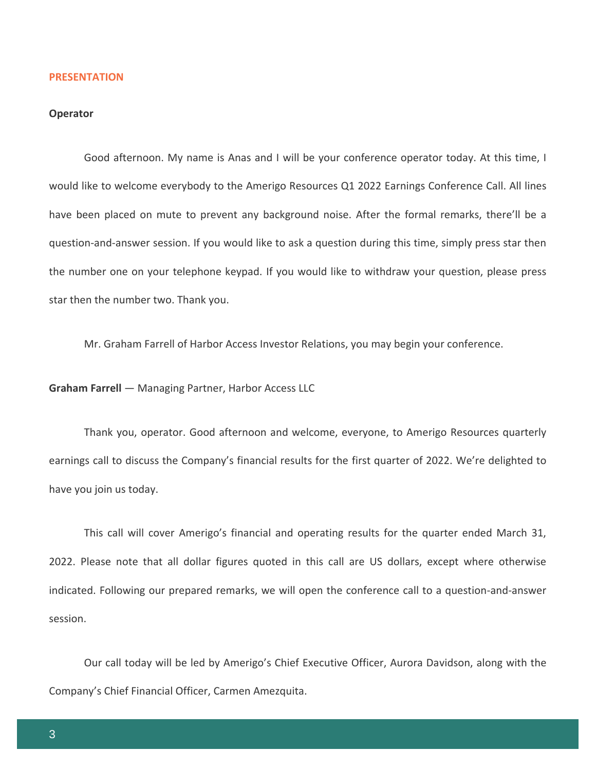## PRESENTATION

**Operator**

Good afternoon. My name is Anas and I will be your conference operator today. At this time, I would like to welcome everybody to the Amerigo Resources Q1 2022 Earnings Conference Call. All lines have been placed on mute to prevent any background noise. After the formal remarks, there'll be a question-and-answer session. If you would like to ask a question during this time, simply press star then the number one on your telephone keypad. If you would like to withdraw your question, please press star then the number two. Thank you.

Mr. Graham Farrell of Harbor Access Investor Relations, you may begin your conference.

**Graham Farrell** — Managing Partner, Harbor Access LLC

Thank you, operator. Good afternoon and welcome, everyone, to Amerigo Resources quarterly earnings call to discuss the Company's financial results for the first quarter of 2022. We're delighted to have you join us today.

This call will cover Amerigo's financial and operating results for the quarter ended March 31, 2022. Please note that all dollar figures quoted in this call are US dollars, except where otherwise indicated. Following our prepared remarks, we will open the conference call to a question-and-answer session.

Our call today will be led by Amerigo's Chief Executive Officer, Aurora Davidson, along with the Company's Chief Financial Officer, Carmen Amezquita.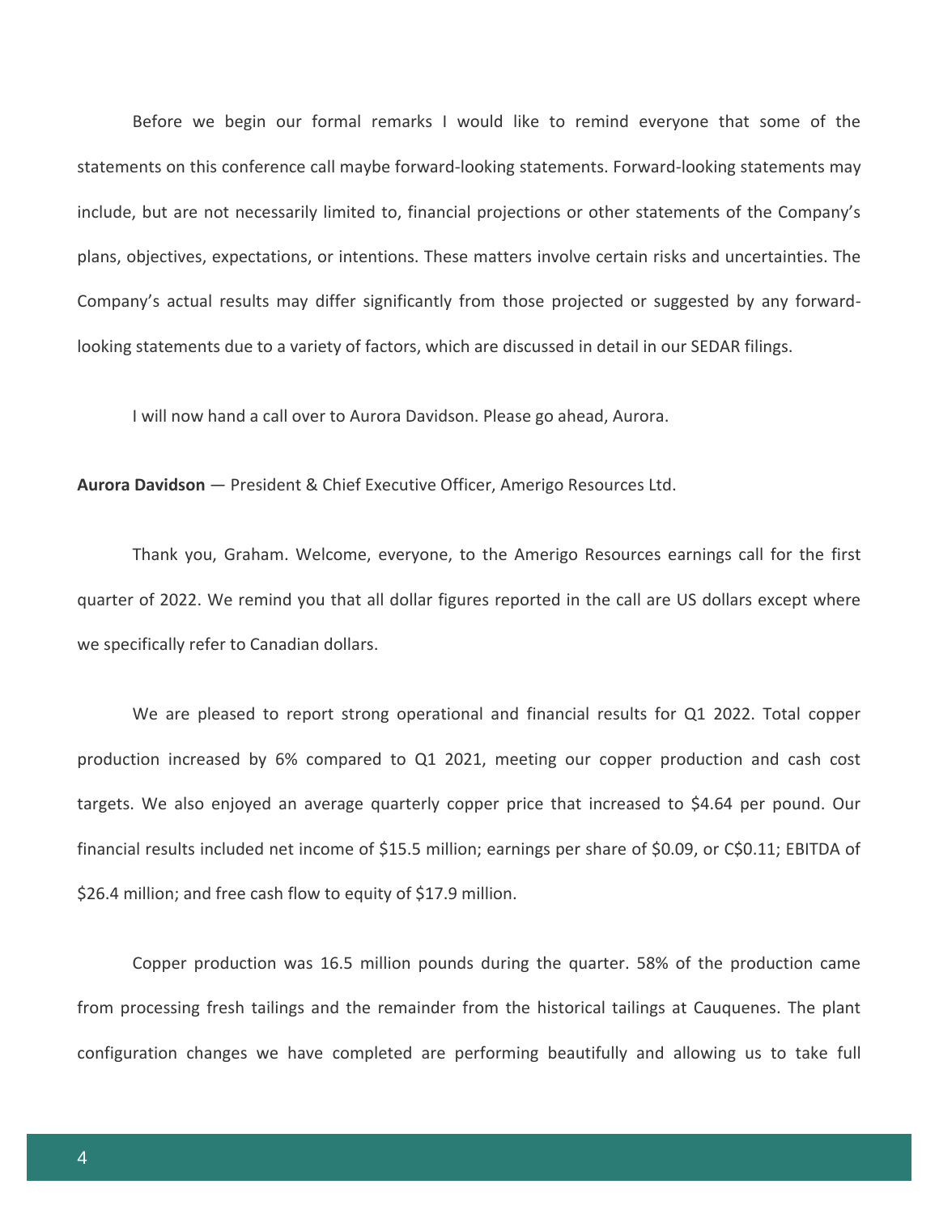Before we begin our formal remarks I would like to remind everyone that some of the statements on this conference call maybe forward-looking statements. Forward-looking statements may include, but are not necessarily limited to, financial projections or other statements of the Company's plans, objectives, expectations, or intentions. These matters involve certain risks and uncertainties. The Company's actual results may differ significantly from those projected or suggested by any forward-looking statements due to a variety of factors, which are discussed in detail in our SEDAR filings.

I will now hand a call over to Aurora Davidson. Please go ahead, Aurora.

**Aurora Davidson** — President & Chief Executive Officer, Amerigo Resources Ltd.

Thank you, Graham. Welcome, everyone, to the Amerigo Resources earnings call for the first quarter of 2022. We remind you that all dollar figures reported in the call are US dollars except where we specifically refer to Canadian dollars.

We are pleased to report strong operational and financial results for Q1 2022. Total copper production increased by 6% compared to Q1 2021, meeting our copper production and cash cost targets. We also enjoyed an average quarterly copper price that increased to $4.64 per pound. Our financial results included net income of $15.5 million; earnings per share of $0.09, or C$0.11; EBITDA of $26.4 million; and free cash flow to equity of $17.9 million.

Copper production was 16.5 million pounds during the quarter. 58% of the production came from processing fresh tailings and the remainder from the historical tailings at Cauquenes. The plant configuration changes we have completed are performing beautifully and allowing us to take full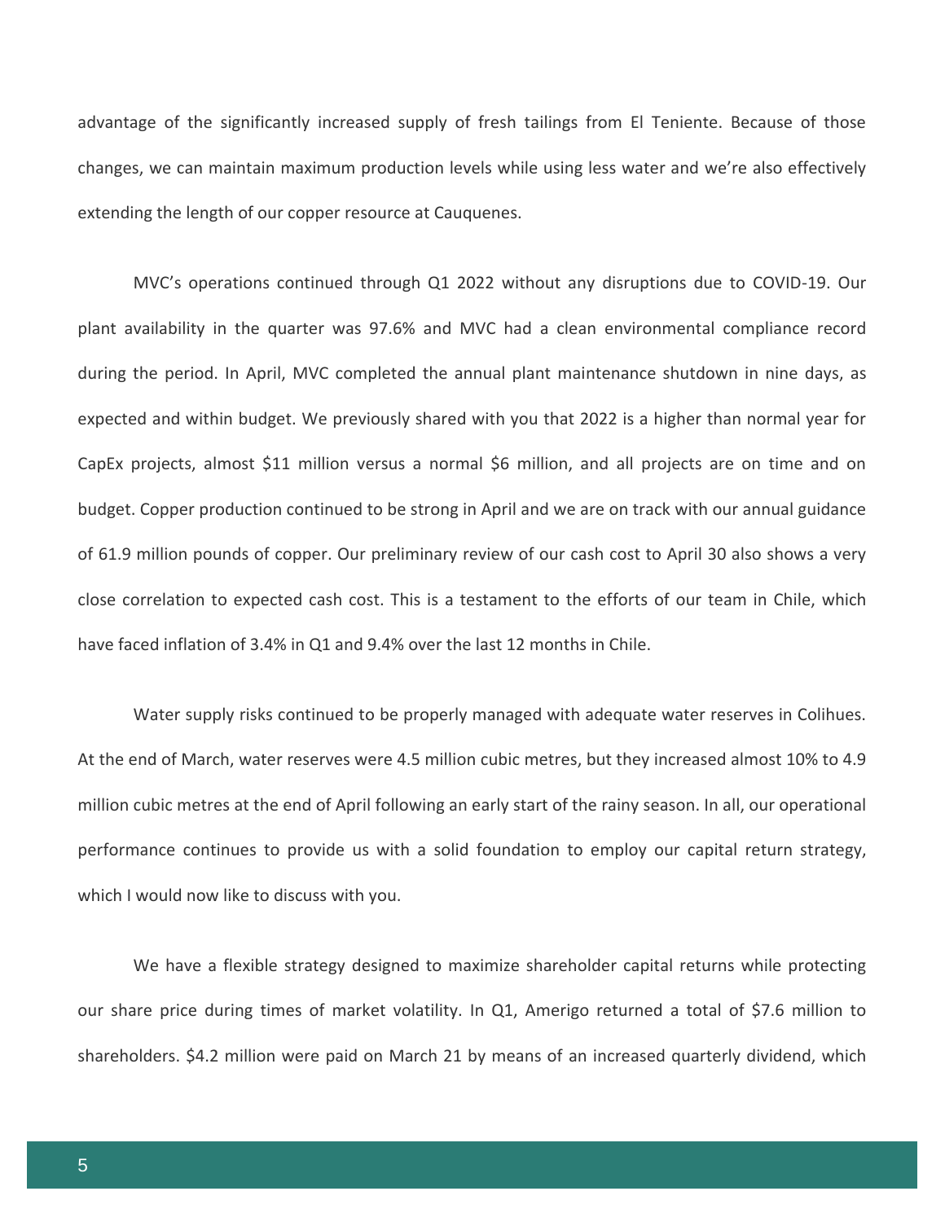advantage of the significantly increased supply of fresh tailings from El Teniente. Because of those changes, we can maintain maximum production levels while using less water and we're also effectively extending the length of our copper resource at Cauquenes.

MVC's operations continued through Q1 2022 without any disruptions due to COVID-19. Our plant availability in the quarter was 97.6% and MVC had a clean environmental compliance record during the period. In April, MVC completed the annual plant maintenance shutdown in nine days, as expected and within budget. We previously shared with you that 2022 is a higher than normal year for CapEx projects, almost $11 million versus a normal $6 million, and all projects are on time and on budget. Copper production continued to be strong in April and we are on track with our annual guidance of 61.9 million pounds of copper. Our preliminary review of our cash cost to April 30 also shows a very close correlation to expected cash cost. This is a testament to the efforts of our team in Chile, which have faced inflation of 3.4% in Q1 and 9.4% over the last 12 months in Chile.

Water supply risks continued to be properly managed with adequate water reserves in Colihues. At the end of March, water reserves were 4.5 million cubic metres, but they increased almost 10% to 4.9 million cubic metres at the end of April following an early start of the rainy season. In all, our operational performance continues to provide us with a solid foundation to employ our capital return strategy, which I would now like to discuss with you.

We have a flexible strategy designed to maximize shareholder capital returns while protecting our share price during times of market volatility. In Q1, Amerigo returned a total of $7.6 million to shareholders. $4.2 million were paid on March 21 by means of an increased quarterly dividend, which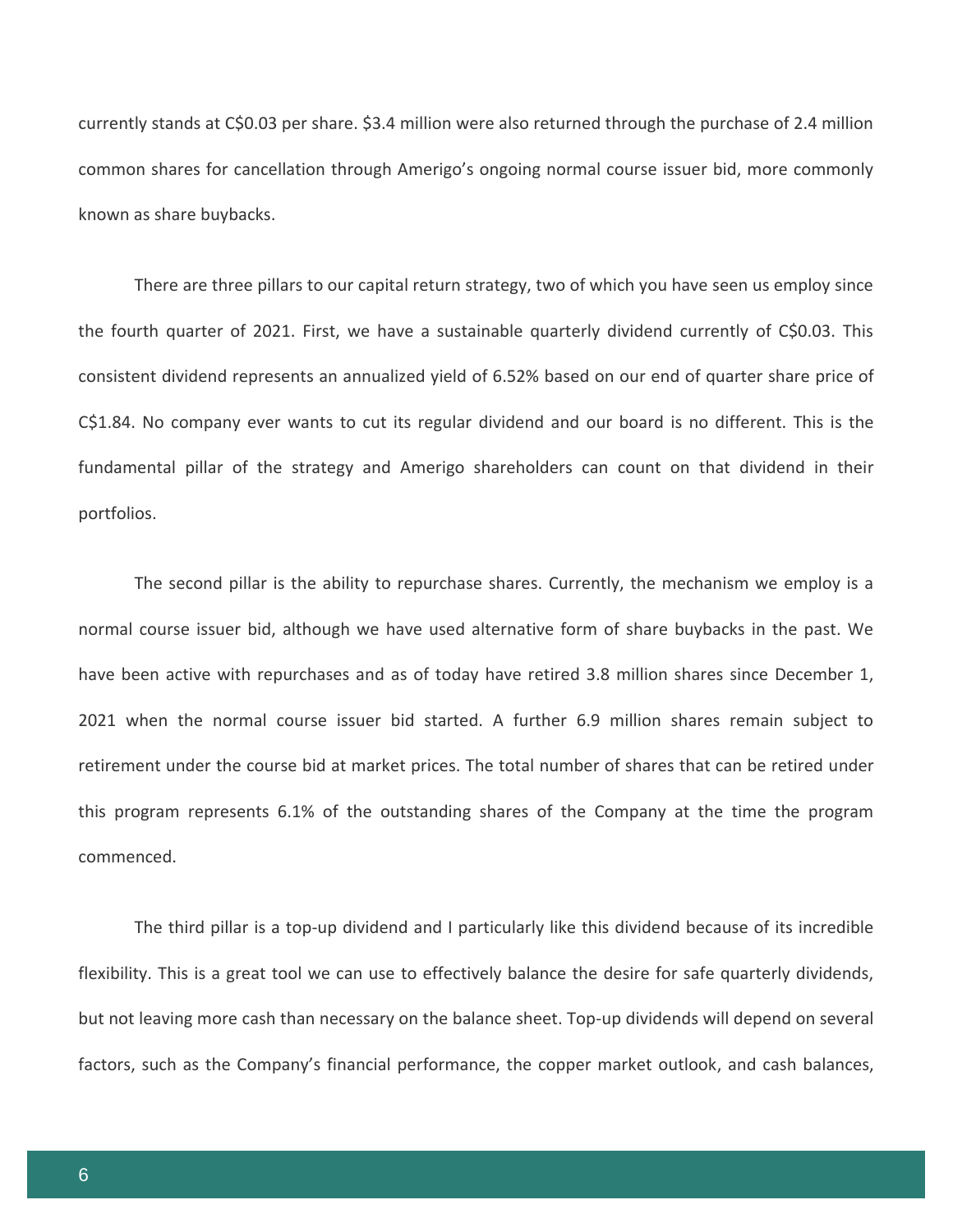currently stands at C$0.03 per share. $3.4 million were also returned through the purchase of 2.4 million common shares for cancellation through Amerigo's ongoing normal course issuer bid, more commonly known as share buybacks.

There are three pillars to our capital return strategy, two of which you have seen us employ since the fourth quarter of 2021. First, we have a sustainable quarterly dividend currently of C$0.03. This consistent dividend represents an annualized yield of 6.52% based on our end of quarter share price of C$1.84. No company ever wants to cut its regular dividend and our board is no different. This is the fundamental pillar of the strategy and Amerigo shareholders can count on that dividend in their portfolios.

The second pillar is the ability to repurchase shares. Currently, the mechanism we employ is a normal course issuer bid, although we have used alternative form of share buybacks in the past. We have been active with repurchases and as of today have retired 3.8 million shares since December 1, 2021 when the normal course issuer bid started. A further 6.9 million shares remain subject to retirement under the course bid at market prices. The total number of shares that can be retired under this program represents 6.1% of the outstanding shares of the Company at the time the program commenced.

The third pillar is a top-up dividend and I particularly like this dividend because of its incredible flexibility. This is a great tool we can use to effectively balance the desire for safe quarterly dividends, but not leaving more cash than necessary on the balance sheet. Top-up dividends will depend on several factors, such as the Company's financial performance, the copper market outlook, and cash balances,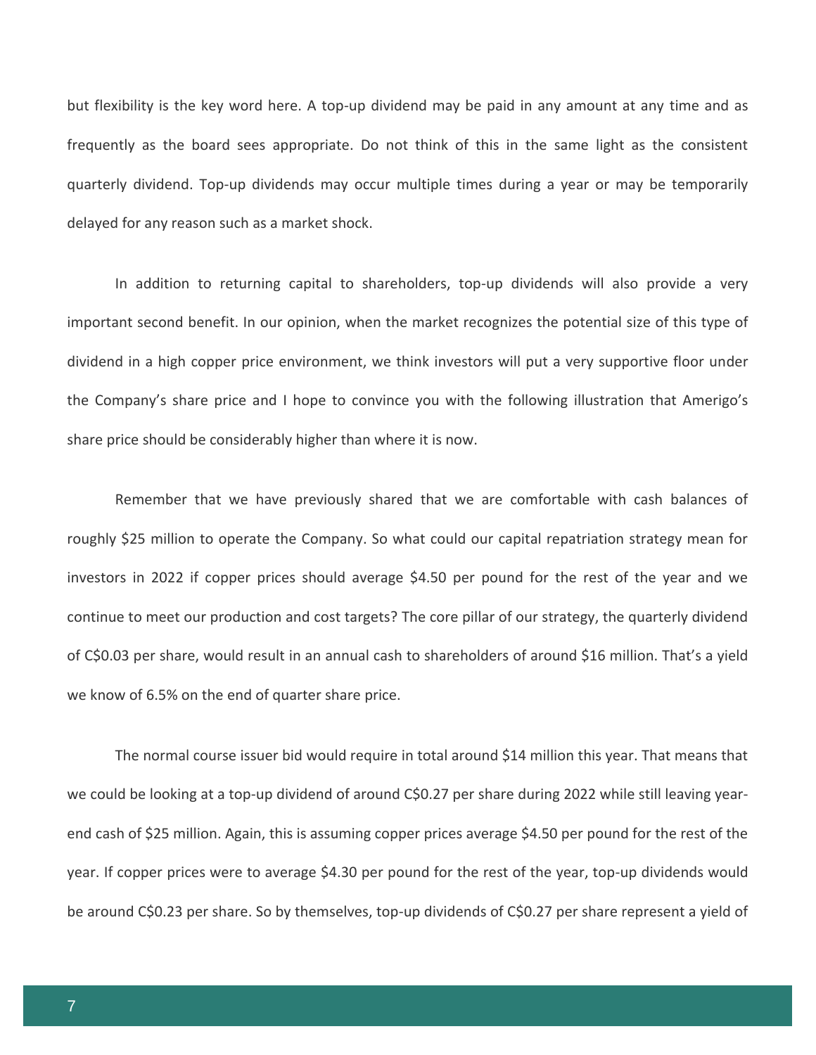but flexibility is the key word here. A top-up dividend may be paid in any amount at any time and as frequently as the board sees appropriate. Do not think of this in the same light as the consistent quarterly dividend. Top-up dividends may occur multiple times during a year or may be temporarily delayed for any reason such as a market shock.

In addition to returning capital to shareholders, top-up dividends will also provide a very important second benefit. In our opinion, when the market recognizes the potential size of this type of dividend in a high copper price environment, we think investors will put a very supportive floor under the Company's share price and I hope to convince you with the following illustration that Amerigo's share price should be considerably higher than where it is now.

Remember that we have previously shared that we are comfortable with cash balances of roughly $25 million to operate the Company. So what could our capital repatriation strategy mean for investors in 2022 if copper prices should average $4.50 per pound for the rest of the year and we continue to meet our production and cost targets? The core pillar of our strategy, the quarterly dividend of C$0.03 per share, would result in an annual cash to shareholders of around $16 million. That's a yield we know of 6.5% on the end of quarter share price.

The normal course issuer bid would require in total around $14 million this year. That means that we could be looking at a top-up dividend of around C$0.27 per share during 2022 while still leaving year-end cash of $25 million. Again, this is assuming copper prices average $4.50 per pound for the rest of the year. If copper prices were to average $4.30 per pound for the rest of the year, top-up dividends would be around C$0.23 per share. So by themselves, top-up dividends of C$0.27 per share represent a yield of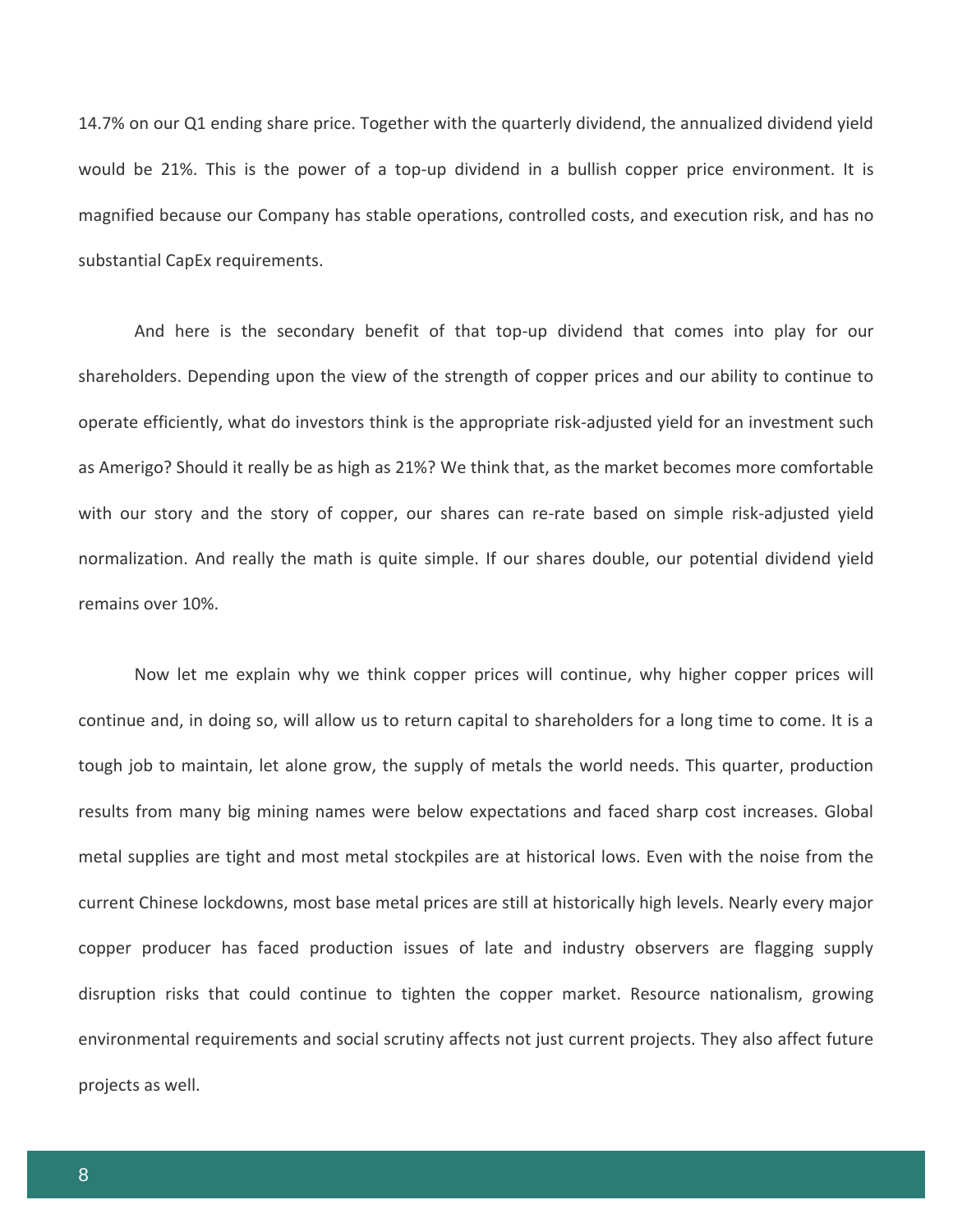14.7% on our Q1 ending share price. Together with the quarterly dividend, the annualized dividend yield would be 21%. This is the power of a top-up dividend in a bullish copper price environment. It is magnified because our Company has stable operations, controlled costs, and execution risk, and has no substantial CapEx requirements.

And here is the secondary benefit of that top-up dividend that comes into play for our shareholders. Depending upon the view of the strength of copper prices and our ability to continue to operate efficiently, what do investors think is the appropriate risk-adjusted yield for an investment such as Amerigo? Should it really be as high as 21%? We think that, as the market becomes more comfortable with our story and the story of copper, our shares can re-rate based on simple risk-adjusted yield normalization. And really the math is quite simple. If our shares double, our potential dividend yield remains over 10%.

Now let me explain why we think copper prices will continue, why higher copper prices will continue and, in doing so, will allow us to return capital to shareholders for a long time to come. It is a tough job to maintain, let alone grow, the supply of metals the world needs. This quarter, production results from many big mining names were below expectations and faced sharp cost increases. Global metal supplies are tight and most metal stockpiles are at historical lows. Even with the noise from the current Chinese lockdowns, most base metal prices are still at historically high levels. Nearly every major copper producer has faced production issues of late and industry observers are flagging supply disruption risks that could continue to tighten the copper market. Resource nationalism, growing environmental requirements and social scrutiny affects not just current projects. They also affect future projects as well.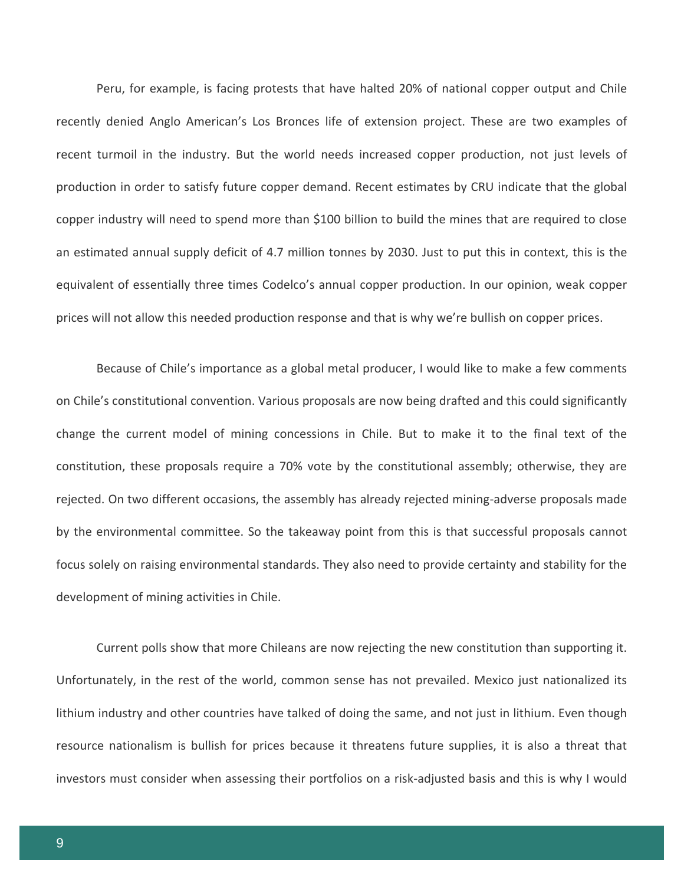Peru, for example, is facing protests that have halted 20% of national copper output and Chile recently denied Anglo American's Los Bronces life of extension project. These are two examples of recent turmoil in the industry. But the world needs increased copper production, not just levels of production in order to satisfy future copper demand. Recent estimates by CRU indicate that the global copper industry will need to spend more than $100 billion to build the mines that are required to close an estimated annual supply deficit of 4.7 million tonnes by 2030. Just to put this in context, this is the equivalent of essentially three times Codelco's annual copper production. In our opinion, weak copper prices will not allow this needed production response and that is why we're bullish on copper prices.

Because of Chile's importance as a global metal producer, I would like to make a few comments on Chile's constitutional convention. Various proposals are now being drafted and this could significantly change the current model of mining concessions in Chile. But to make it to the final text of the constitution, these proposals require a 70% vote by the constitutional assembly; otherwise, they are rejected. On two different occasions, the assembly has already rejected mining-adverse proposals made by the environmental committee. So the takeaway point from this is that successful proposals cannot focus solely on raising environmental standards. They also need to provide certainty and stability for the development of mining activities in Chile.

Current polls show that more Chileans are now rejecting the new constitution than supporting it. Unfortunately, in the rest of the world, common sense has not prevailed. Mexico just nationalized its lithium industry and other countries have talked of doing the same, and not just in lithium. Even though resource nationalism is bullish for prices because it threatens future supplies, it is also a threat that investors must consider when assessing their portfolios on a risk-adjusted basis and this is why I would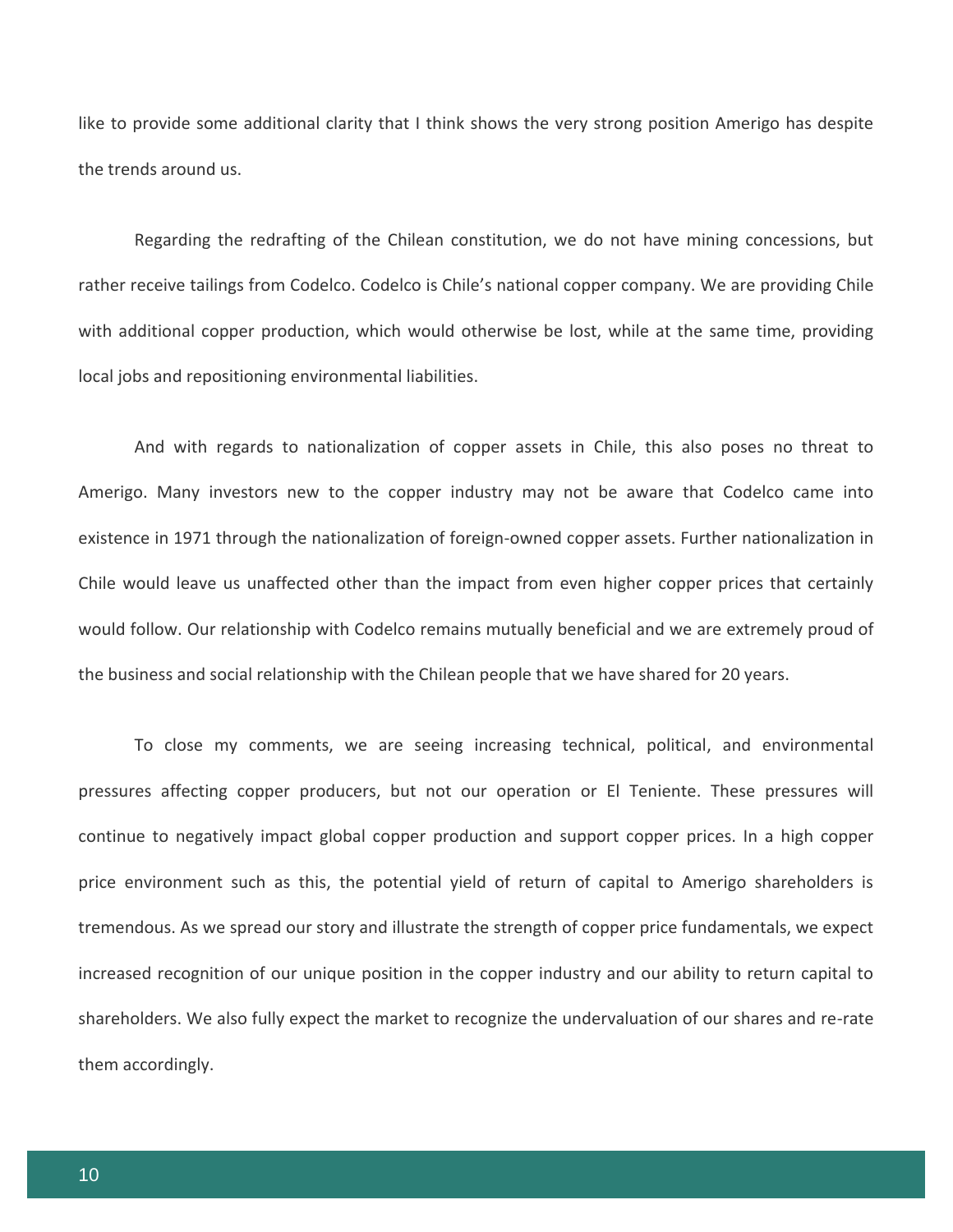like to provide some additional clarity that I think shows the very strong position Amerigo has despite the trends around us.

Regarding the redrafting of the Chilean constitution, we do not have mining concessions, but rather receive tailings from Codelco. Codelco is Chile's national copper company. We are providing Chile with additional copper production, which would otherwise be lost, while at the same time, providing local jobs and repositioning environmental liabilities.

And with regards to nationalization of copper assets in Chile, this also poses no threat to Amerigo. Many investors new to the copper industry may not be aware that Codelco came into existence in 1971 through the nationalization of foreign-owned copper assets. Further nationalization in Chile would leave us unaffected other than the impact from even higher copper prices that certainly would follow. Our relationship with Codelco remains mutually beneficial and we are extremely proud of the business and social relationship with the Chilean people that we have shared for 20 years.

To close my comments, we are seeing increasing technical, political, and environmental pressures affecting copper producers, but not our operation or El Teniente. These pressures will continue to negatively impact global copper production and support copper prices. In a high copper price environment such as this, the potential yield of return of capital to Amerigo shareholders is tremendous. As we spread our story and illustrate the strength of copper price fundamentals, we expect increased recognition of our unique position in the copper industry and our ability to return capital to shareholders. We also fully expect the market to recognize the undervaluation of our shares and re-rate them accordingly.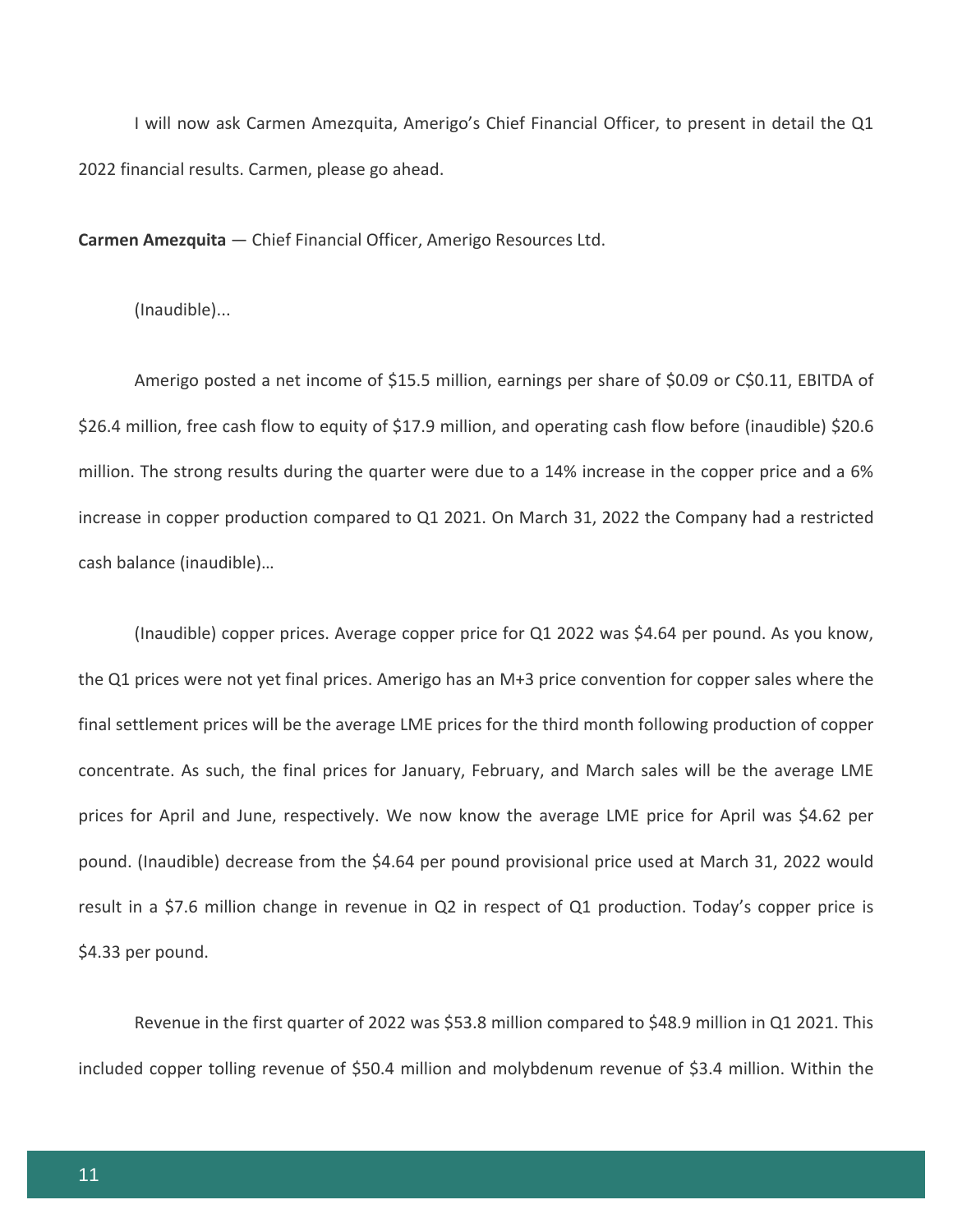I will now ask Carmen Amezquita, Amerigo's Chief Financial Officer, to present in detail the Q1 2022 financial results. Carmen, please go ahead.

**Carmen Amezquita** — Chief Financial Officer, Amerigo Resources Ltd.

(Inaudible)...

Amerigo posted a net income of $15.5 million, earnings per share of $0.09 or C$0.11, EBITDA of $26.4 million, free cash flow to equity of $17.9 million, and operating cash flow before (inaudible) $20.6 million. The strong results during the quarter were due to a 14% increase in the copper price and a 6% increase in copper production compared to Q1 2021. On March 31, 2022 the Company had a restricted cash balance (inaudible)…

(Inaudible) copper prices. Average copper price for Q1 2022 was $4.64 per pound. As you know, the Q1 prices were not yet final prices. Amerigo has an M+3 price convention for copper sales where the final settlement prices will be the average LME prices for the third month following production of copper concentrate. As such, the final prices for January, February, and March sales will be the average LME prices for April and June, respectively. We now know the average LME price for April was $4.62 per pound. (Inaudible) decrease from the $4.64 per pound provisional price used at March 31, 2022 would result in a $7.6 million change in revenue in Q2 in respect of Q1 production. Today's copper price is $4.33 per pound.

Revenue in the first quarter of 2022 was $53.8 million compared to $48.9 million in Q1 2021. This included copper tolling revenue of $50.4 million and molybdenum revenue of $3.4 million. Within the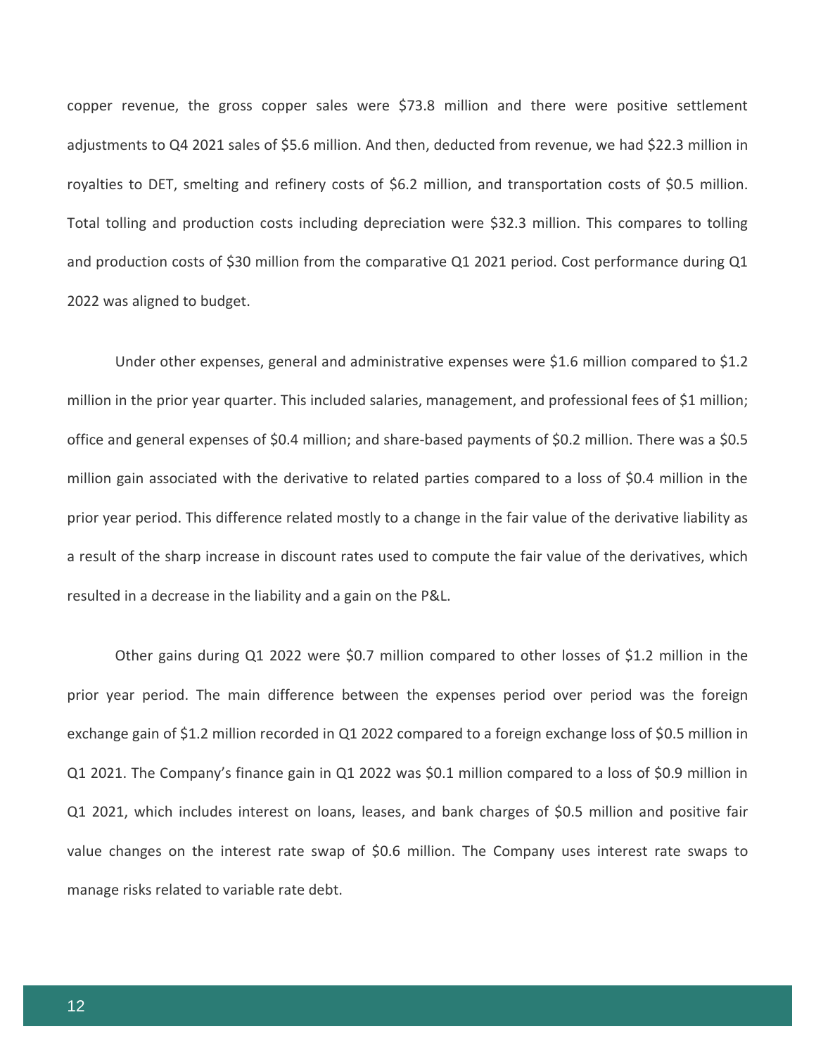copper revenue, the gross copper sales were $73.8 million and there were positive settlement adjustments to Q4 2021 sales of $5.6 million. And then, deducted from revenue, we had $22.3 million in royalties to DET, smelting and refinery costs of $6.2 million, and transportation costs of $0.5 million. Total tolling and production costs including depreciation were $32.3 million. This compares to tolling and production costs of $30 million from the comparative Q1 2021 period. Cost performance during Q1 2022 was aligned to budget.

Under other expenses, general and administrative expenses were $1.6 million compared to $1.2 million in the prior year quarter. This included salaries, management, and professional fees of $1 million; office and general expenses of $0.4 million; and share-based payments of $0.2 million. There was a $0.5 million gain associated with the derivative to related parties compared to a loss of $0.4 million in the prior year period. This difference related mostly to a change in the fair value of the derivative liability as a result of the sharp increase in discount rates used to compute the fair value of the derivatives, which resulted in a decrease in the liability and a gain on the P&L.

Other gains during Q1 2022 were $0.7 million compared to other losses of $1.2 million in the prior year period. The main difference between the expenses period over period was the foreign exchange gain of $1.2 million recorded in Q1 2022 compared to a foreign exchange loss of $0.5 million in Q1 2021. The Company's finance gain in Q1 2022 was $0.1 million compared to a loss of $0.9 million in Q1 2021, which includes interest on loans, leases, and bank charges of $0.5 million and positive fair value changes on the interest rate swap of $0.6 million. The Company uses interest rate swaps to manage risks related to variable rate debt.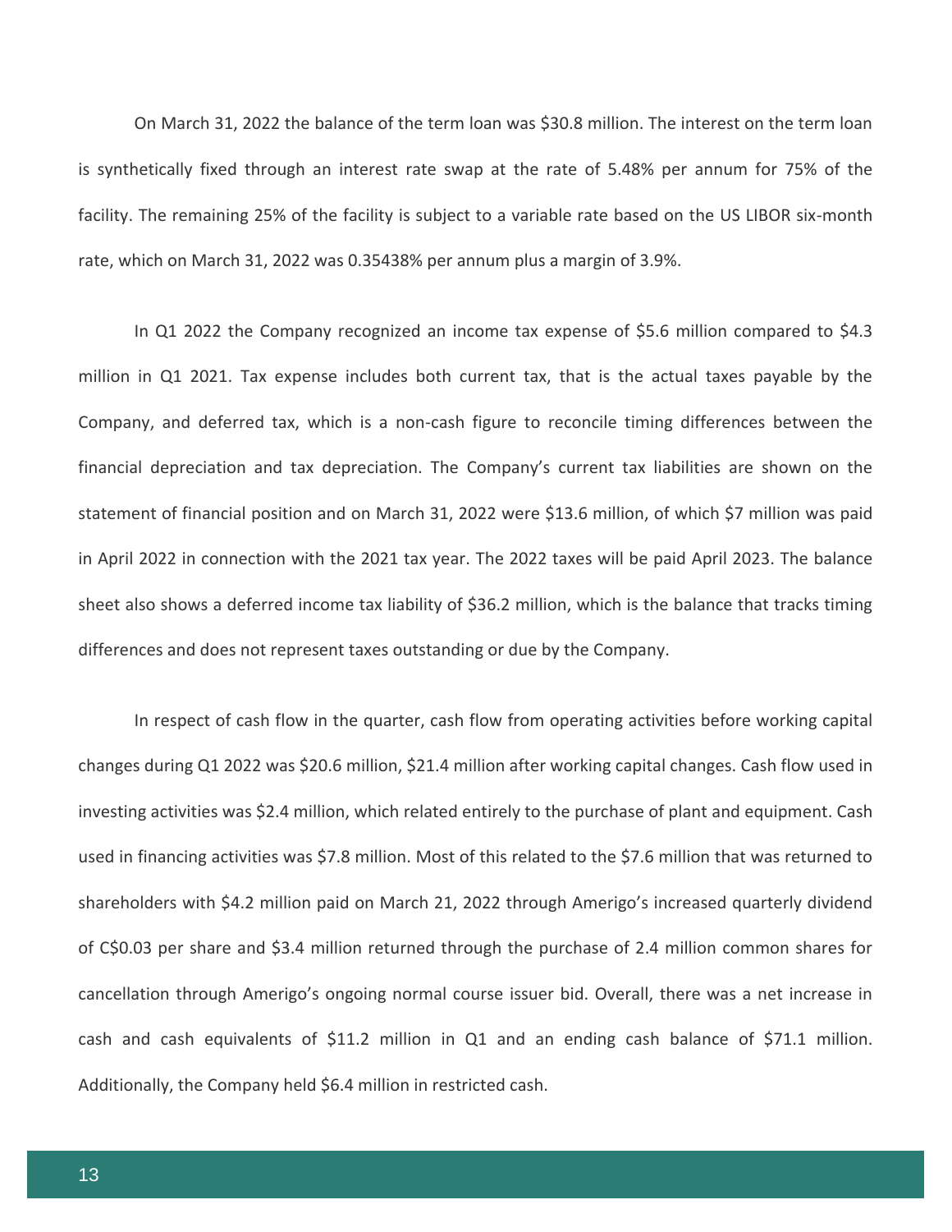On March 31, 2022 the balance of the term loan was $30.8 million. The interest on the term loan is synthetically fixed through an interest rate swap at the rate of 5.48% per annum for 75% of the facility. The remaining 25% of the facility is subject to a variable rate based on the US LIBOR six-month rate, which on March 31, 2022 was 0.35438% per annum plus a margin of 3.9%.

In Q1 2022 the Company recognized an income tax expense of $5.6 million compared to $4.3 million in Q1 2021. Tax expense includes both current tax, that is the actual taxes payable by the Company, and deferred tax, which is a non-cash figure to reconcile timing differences between the financial depreciation and tax depreciation. The Company's current tax liabilities are shown on the statement of financial position and on March 31, 2022 were $13.6 million, of which $7 million was paid in April 2022 in connection with the 2021 tax year. The 2022 taxes will be paid April 2023. The balance sheet also shows a deferred income tax liability of $36.2 million, which is the balance that tracks timing differences and does not represent taxes outstanding or due by the Company.

In respect of cash flow in the quarter, cash flow from operating activities before working capital changes during Q1 2022 was $20.6 million, $21.4 million after working capital changes. Cash flow used in investing activities was $2.4 million, which related entirely to the purchase of plant and equipment. Cash used in financing activities was $7.8 million. Most of this related to the $7.6 million that was returned to shareholders with $4.2 million paid on March 21, 2022 through Amerigo's increased quarterly dividend of C$0.03 per share and $3.4 million returned through the purchase of 2.4 million common shares for cancellation through Amerigo's ongoing normal course issuer bid. Overall, there was a net increase in cash and cash equivalents of $11.2 million in Q1 and an ending cash balance of $71.1 million. Additionally, the Company held $6.4 million in restricted cash.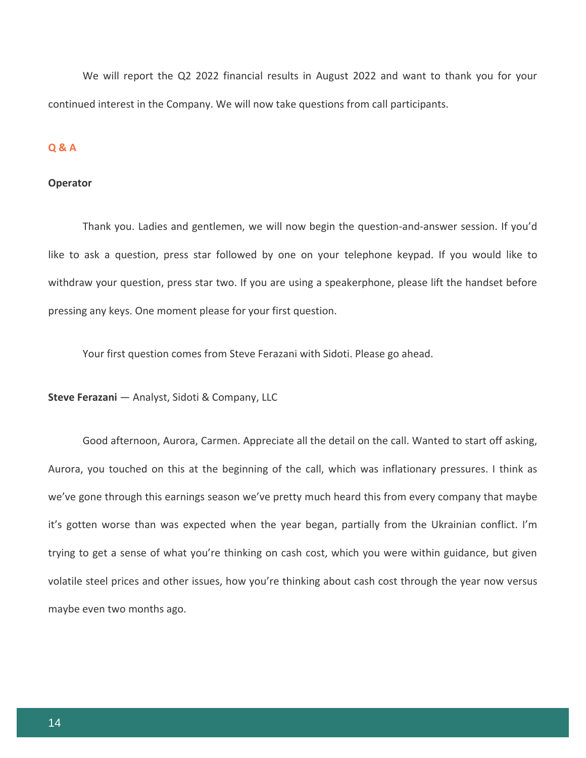We will report the Q2 2022 financial results in August 2022 and want to thank you for your continued interest in the Company. We will now take questions from call participants.

## Q & A

**Operator**

Thank you. Ladies and gentlemen, we will now begin the question-and-answer session. If you'd like to ask a question, press star followed by one on your telephone keypad. If you would like to withdraw your question, press star two. If you are using a speakerphone, please lift the handset before pressing any keys. One moment please for your first question.

Your first question comes from Steve Ferazani with Sidoti. Please go ahead.

**Steve Ferazani** — Analyst, Sidoti & Company, LLC

Good afternoon, Aurora, Carmen. Appreciate all the detail on the call. Wanted to start off asking, Aurora, you touched on this at the beginning of the call, which was inflationary pressures. I think as we've gone through this earnings season we've pretty much heard this from every company that maybe it's gotten worse than was expected when the year began, partially from the Ukrainian conflict. I'm trying to get a sense of what you're thinking on cash cost, which you were within guidance, but given volatile steel prices and other issues, how you're thinking about cash cost through the year now versus maybe even two months ago.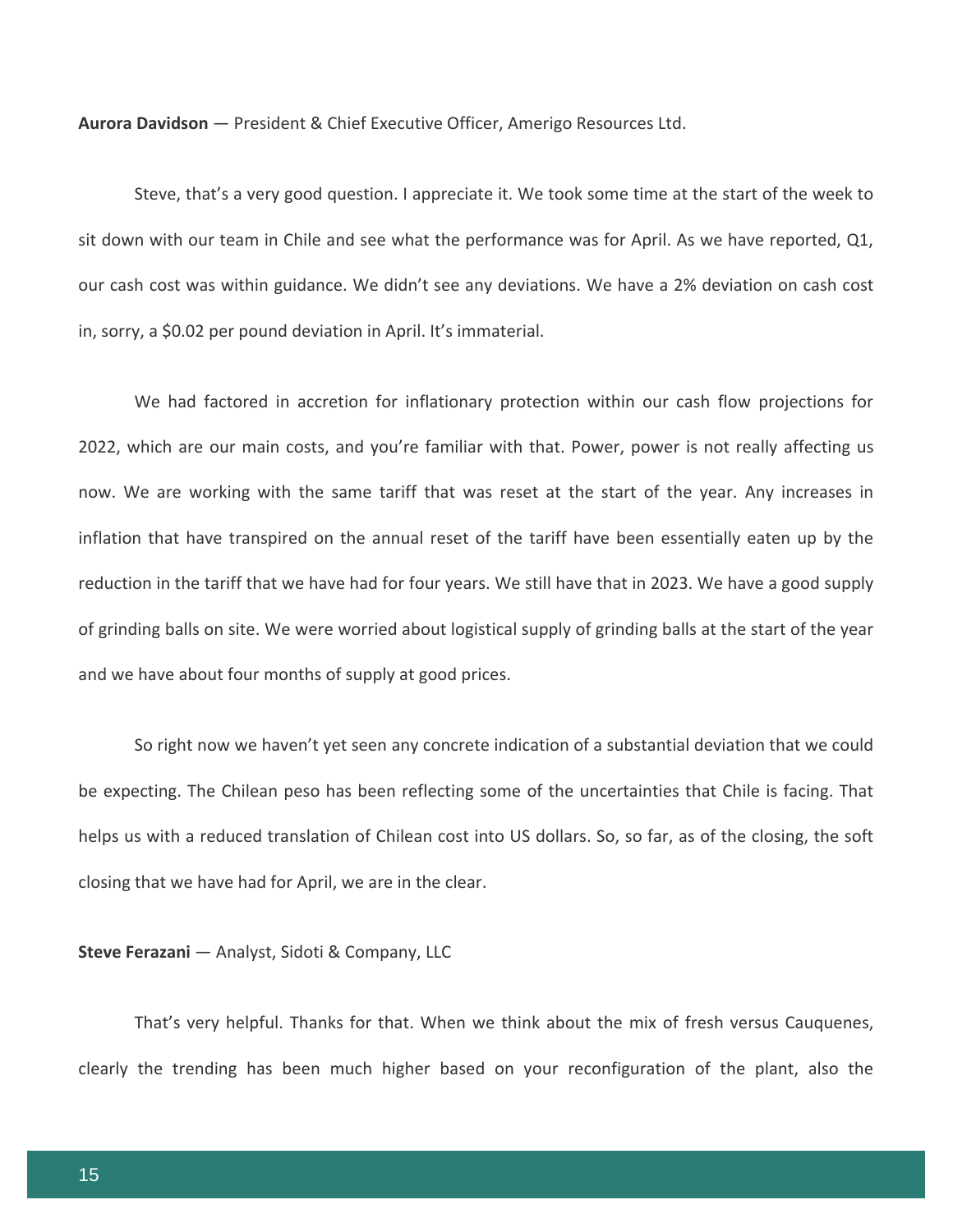**Aurora Davidson** — President & Chief Executive Officer, Amerigo Resources Ltd.

Steve, that's a very good question. I appreciate it. We took some time at the start of the week to sit down with our team in Chile and see what the performance was for April. As we have reported, Q1, our cash cost was within guidance. We didn't see any deviations. We have a 2% deviation on cash cost in, sorry, a $0.02 per pound deviation in April. It's immaterial.

We had factored in accretion for inflationary protection within our cash flow projections for 2022, which are our main costs, and you're familiar with that. Power, power is not really affecting us now. We are working with the same tariff that was reset at the start of the year. Any increases in inflation that have transpired on the annual reset of the tariff have been essentially eaten up by the reduction in the tariff that we have had for four years. We still have that in 2023. We have a good supply of grinding balls on site. We were worried about logistical supply of grinding balls at the start of the year and we have about four months of supply at good prices.

So right now we haven't yet seen any concrete indication of a substantial deviation that we could be expecting. The Chilean peso has been reflecting some of the uncertainties that Chile is facing. That helps us with a reduced translation of Chilean cost into US dollars. So, so far, as of the closing, the soft closing that we have had for April, we are in the clear.

**Steve Ferazani** — Analyst, Sidoti & Company, LLC

That's very helpful. Thanks for that. When we think about the mix of fresh versus Cauquenes, clearly the trending has been much higher based on your reconfiguration of the plant, also the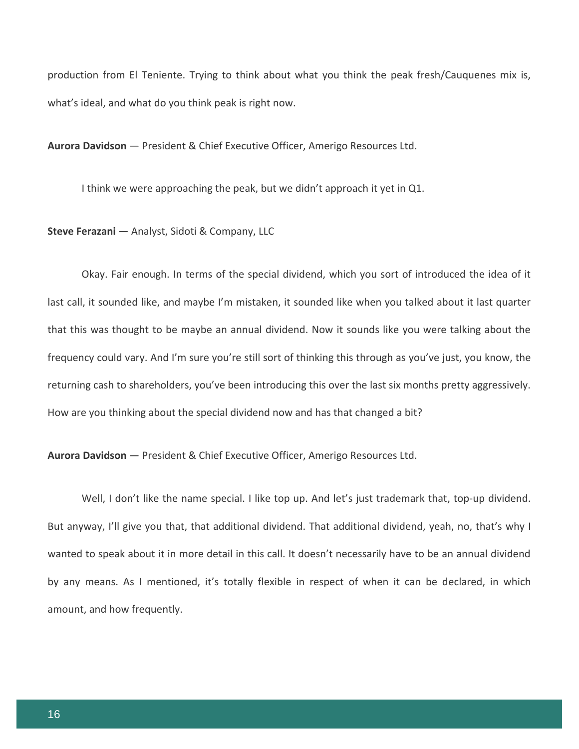production from El Teniente. Trying to think about what you think the peak fresh/Cauquenes mix is, what's ideal, and what do you think peak is right now.

**Aurora Davidson** — President & Chief Executive Officer, Amerigo Resources Ltd.

I think we were approaching the peak, but we didn't approach it yet in Q1.

**Steve Ferazani** — Analyst, Sidoti & Company, LLC

Okay. Fair enough. In terms of the special dividend, which you sort of introduced the idea of it last call, it sounded like, and maybe I'm mistaken, it sounded like when you talked about it last quarter that this was thought to be maybe an annual dividend. Now it sounds like you were talking about the frequency could vary. And I'm sure you're still sort of thinking this through as you've just, you know, the returning cash to shareholders, you've been introducing this over the last six months pretty aggressively. How are you thinking about the special dividend now and has that changed a bit?

**Aurora Davidson** — President & Chief Executive Officer, Amerigo Resources Ltd.

Well, I don't like the name special. I like top up. And let's just trademark that, top-up dividend. But anyway, I'll give you that, that additional dividend. That additional dividend, yeah, no, that's why I wanted to speak about it in more detail in this call. It doesn't necessarily have to be an annual dividend by any means. As I mentioned, it's totally flexible in respect of when it can be declared, in which amount, and how frequently.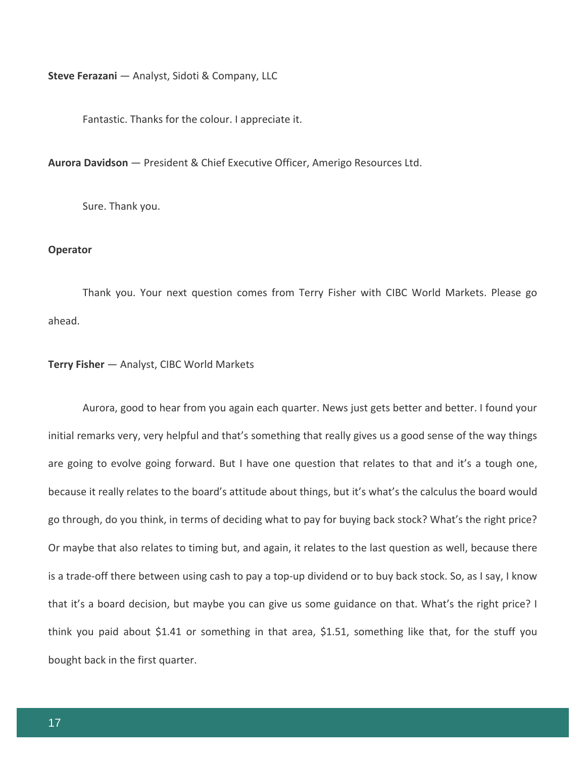**Steve Ferazani** — Analyst, Sidoti & Company, LLC

Fantastic. Thanks for the colour. I appreciate it.

**Aurora Davidson** — President & Chief Executive Officer, Amerigo Resources Ltd.

Sure. Thank you.

**Operator**

Thank you. Your next question comes from Terry Fisher with CIBC World Markets. Please go ahead.

**Terry Fisher** — Analyst, CIBC World Markets

Aurora, good to hear from you again each quarter. News just gets better and better. I found your initial remarks very, very helpful and that's something that really gives us a good sense of the way things are going to evolve going forward. But I have one question that relates to that and it's a tough one, because it really relates to the board's attitude about things, but it's what's the calculus the board would go through, do you think, in terms of deciding what to pay for buying back stock? What's the right price? Or maybe that also relates to timing but, and again, it relates to the last question as well, because there is a trade-off there between using cash to pay a top-up dividend or to buy back stock. So, as I say, I know that it's a board decision, but maybe you can give us some guidance on that. What's the right price? I think you paid about $1.41 or something in that area, $1.51, something like that, for the stuff you bought back in the first quarter.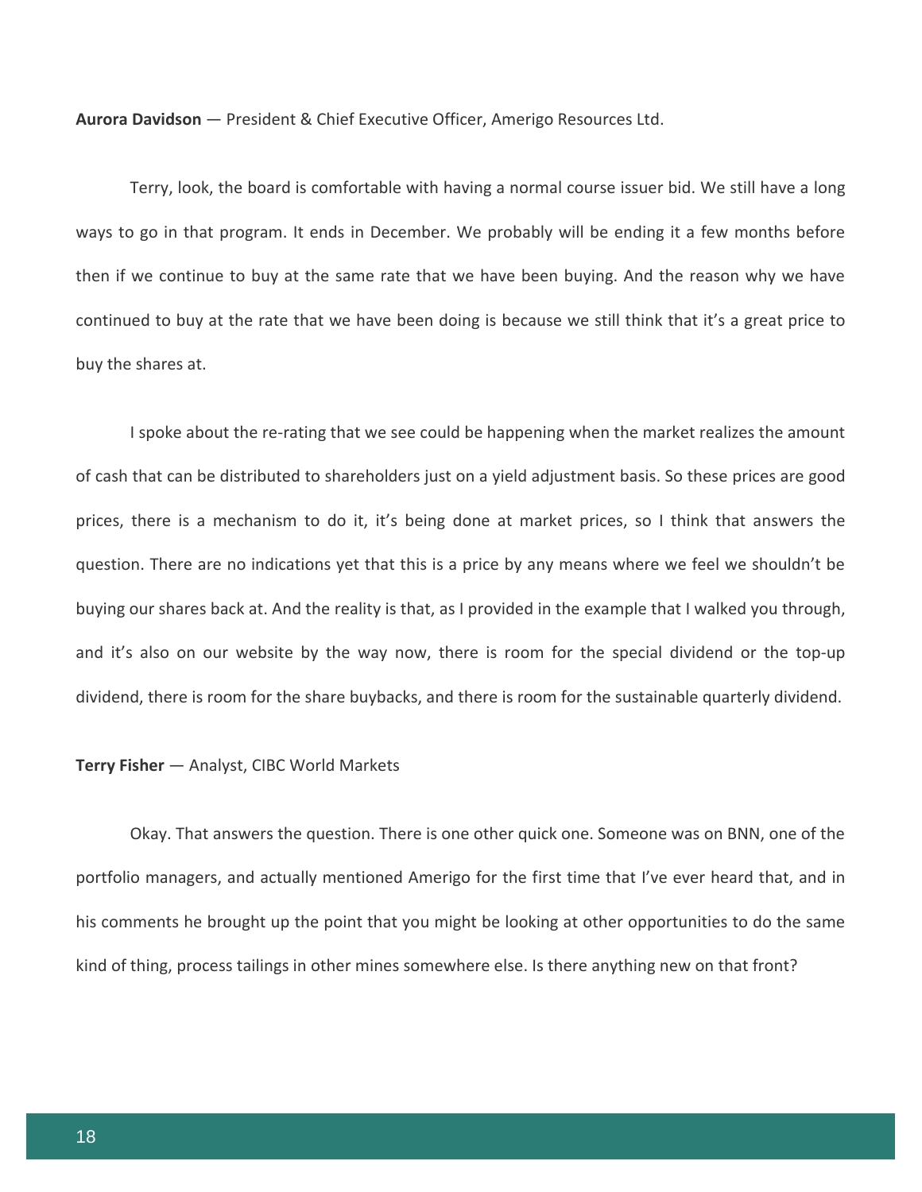**Aurora Davidson** — President & Chief Executive Officer, Amerigo Resources Ltd.

Terry, look, the board is comfortable with having a normal course issuer bid. We still have a long ways to go in that program. It ends in December. We probably will be ending it a few months before then if we continue to buy at the same rate that we have been buying. And the reason why we have continued to buy at the rate that we have been doing is because we still think that it's a great price to buy the shares at.

I spoke about the re-rating that we see could be happening when the market realizes the amount of cash that can be distributed to shareholders just on a yield adjustment basis. So these prices are good prices, there is a mechanism to do it, it's being done at market prices, so I think that answers the question. There are no indications yet that this is a price by any means where we feel we shouldn't be buying our shares back at. And the reality is that, as I provided in the example that I walked you through, and it's also on our website by the way now, there is room for the special dividend or the top-up dividend, there is room for the share buybacks, and there is room for the sustainable quarterly dividend.

**Terry Fisher** — Analyst, CIBC World Markets

Okay. That answers the question. There is one other quick one. Someone was on BNN, one of the portfolio managers, and actually mentioned Amerigo for the first time that I've ever heard that, and in his comments he brought up the point that you might be looking at other opportunities to do the same kind of thing, process tailings in other mines somewhere else. Is there anything new on that front?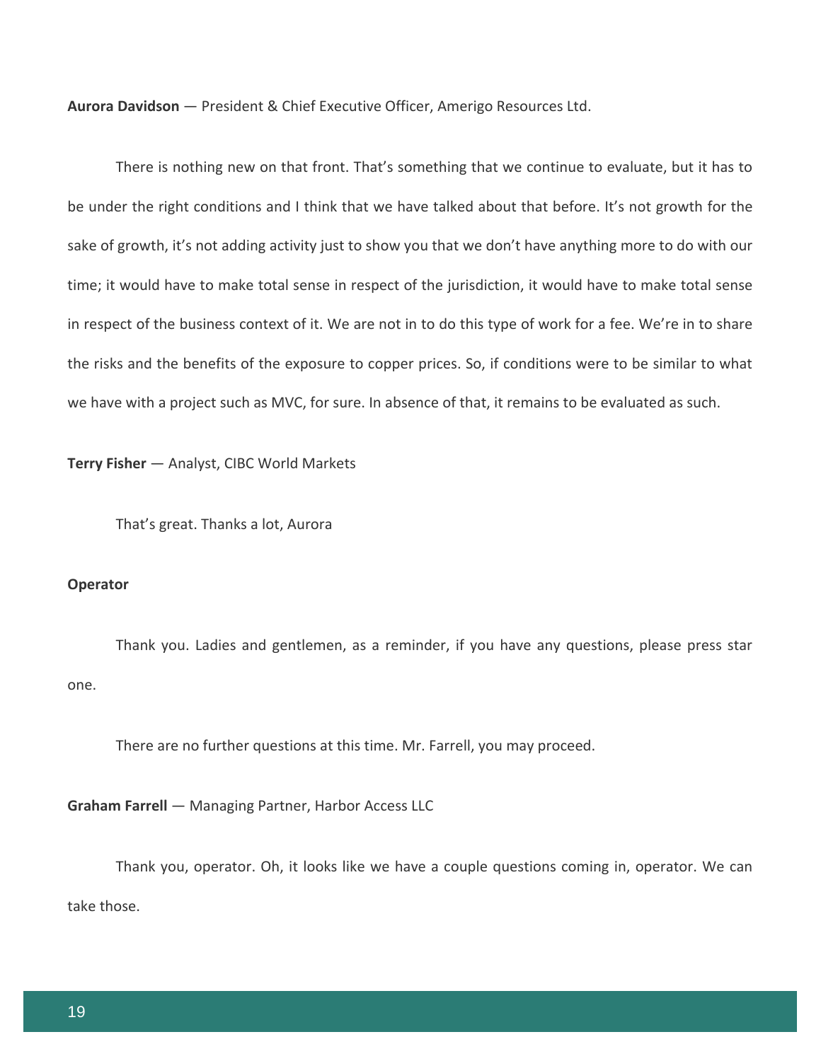**Aurora Davidson** — President & Chief Executive Officer, Amerigo Resources Ltd.

There is nothing new on that front. That's something that we continue to evaluate, but it has to be under the right conditions and I think that we have talked about that before. It's not growth for the sake of growth, it's not adding activity just to show you that we don't have anything more to do with our time; it would have to make total sense in respect of the jurisdiction, it would have to make total sense in respect of the business context of it. We are not in to do this type of work for a fee. We're in to share the risks and the benefits of the exposure to copper prices. So, if conditions were to be similar to what we have with a project such as MVC, for sure. In absence of that, it remains to be evaluated as such.

**Terry Fisher** — Analyst, CIBC World Markets

That's great. Thanks a lot, Aurora

**Operator**

Thank you. Ladies and gentlemen, as a reminder, if you have any questions, please press star one.

There are no further questions at this time. Mr. Farrell, you may proceed.

**Graham Farrell** — Managing Partner, Harbor Access LLC

Thank you, operator. Oh, it looks like we have a couple questions coming in, operator. We can take those.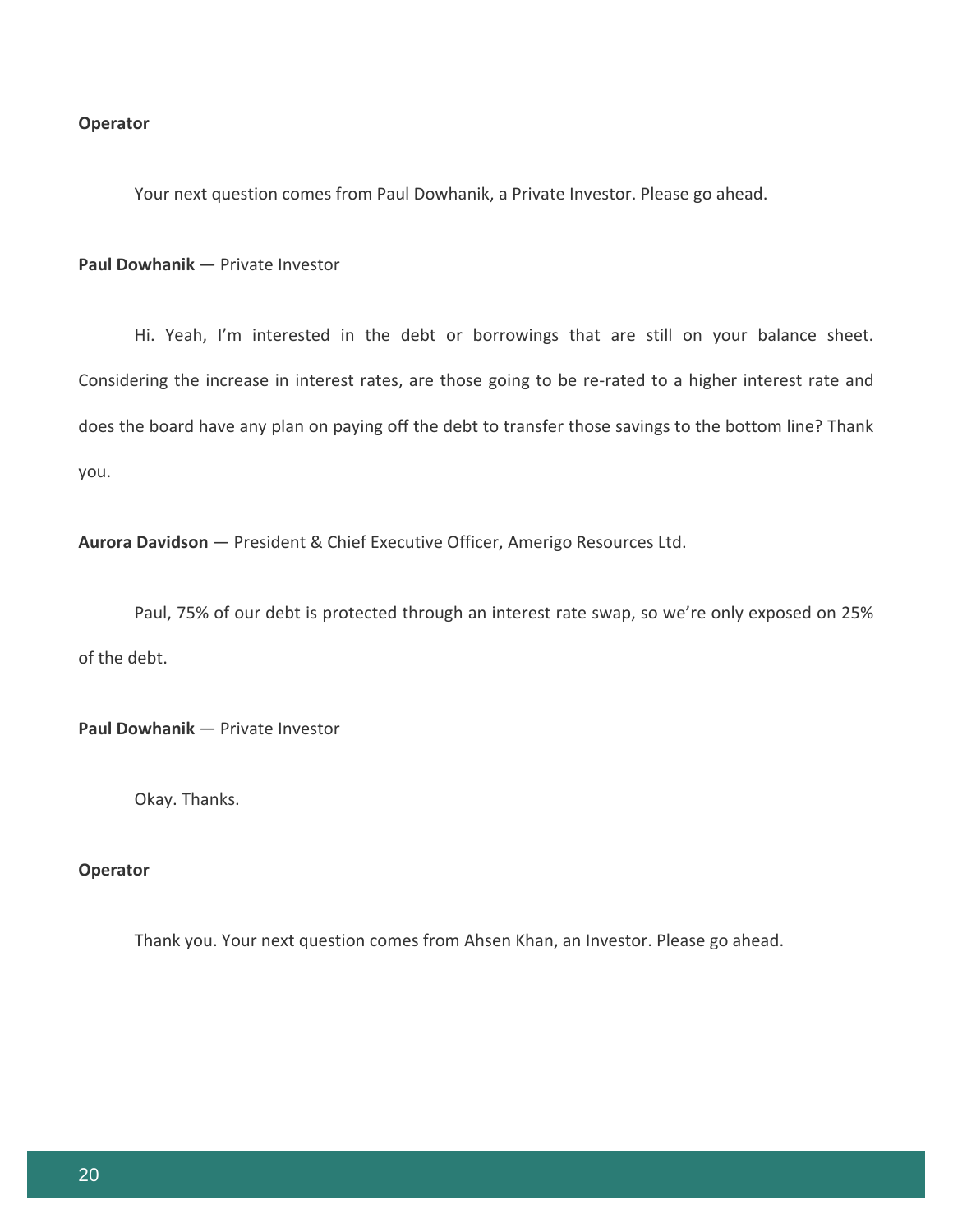**Operator**

Your next question comes from Paul Dowhanik, a Private Investor. Please go ahead.

**Paul Dowhanik** — Private Investor

Hi. Yeah, I'm interested in the debt or borrowings that are still on your balance sheet. Considering the increase in interest rates, are those going to be re-rated to a higher interest rate and does the board have any plan on paying off the debt to transfer those savings to the bottom line? Thank you.

**Aurora Davidson** — President & Chief Executive Officer, Amerigo Resources Ltd.

Paul, 75% of our debt is protected through an interest rate swap, so we're only exposed on 25% of the debt.

**Paul Dowhanik** — Private Investor

Okay. Thanks.

**Operator**

Thank you. Your next question comes from Ahsen Khan, an Investor. Please go ahead.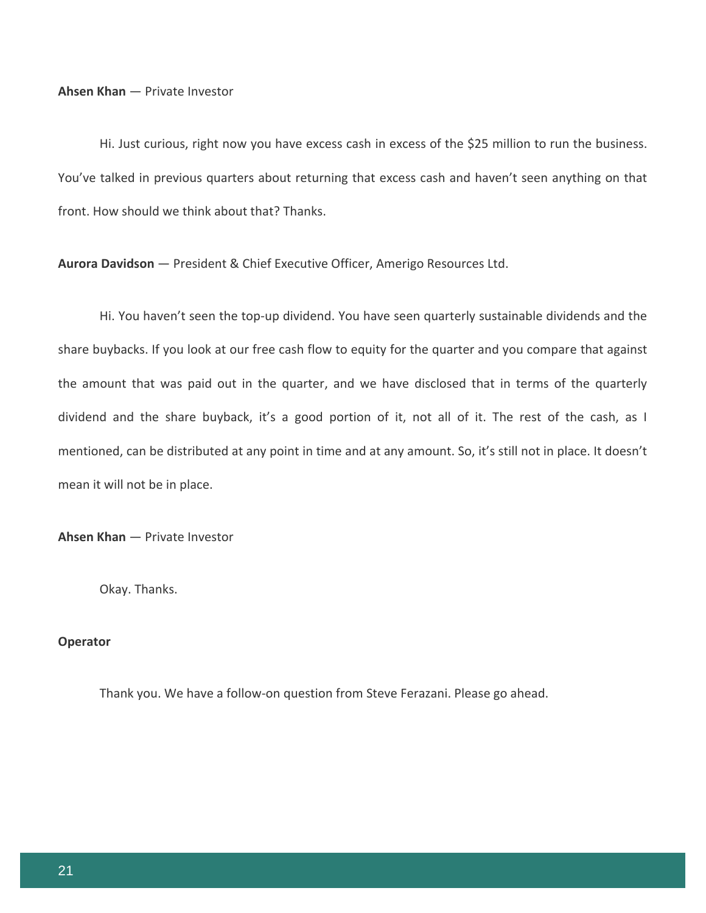**Ahsen Khan** — Private Investor

Hi. Just curious, right now you have excess cash in excess of the $25 million to run the business. You've talked in previous quarters about returning that excess cash and haven't seen anything on that front. How should we think about that? Thanks.

**Aurora Davidson** — President & Chief Executive Officer, Amerigo Resources Ltd.

Hi. You haven't seen the top-up dividend. You have seen quarterly sustainable dividends and the share buybacks. If you look at our free cash flow to equity for the quarter and you compare that against the amount that was paid out in the quarter, and we have disclosed that in terms of the quarterly dividend and the share buyback, it's a good portion of it, not all of it. The rest of the cash, as I mentioned, can be distributed at any point in time and at any amount. So, it's still not in place. It doesn't mean it will not be in place.

**Ahsen Khan** — Private Investor

Okay. Thanks.

**Operator**

Thank you. We have a follow-on question from Steve Ferazani. Please go ahead.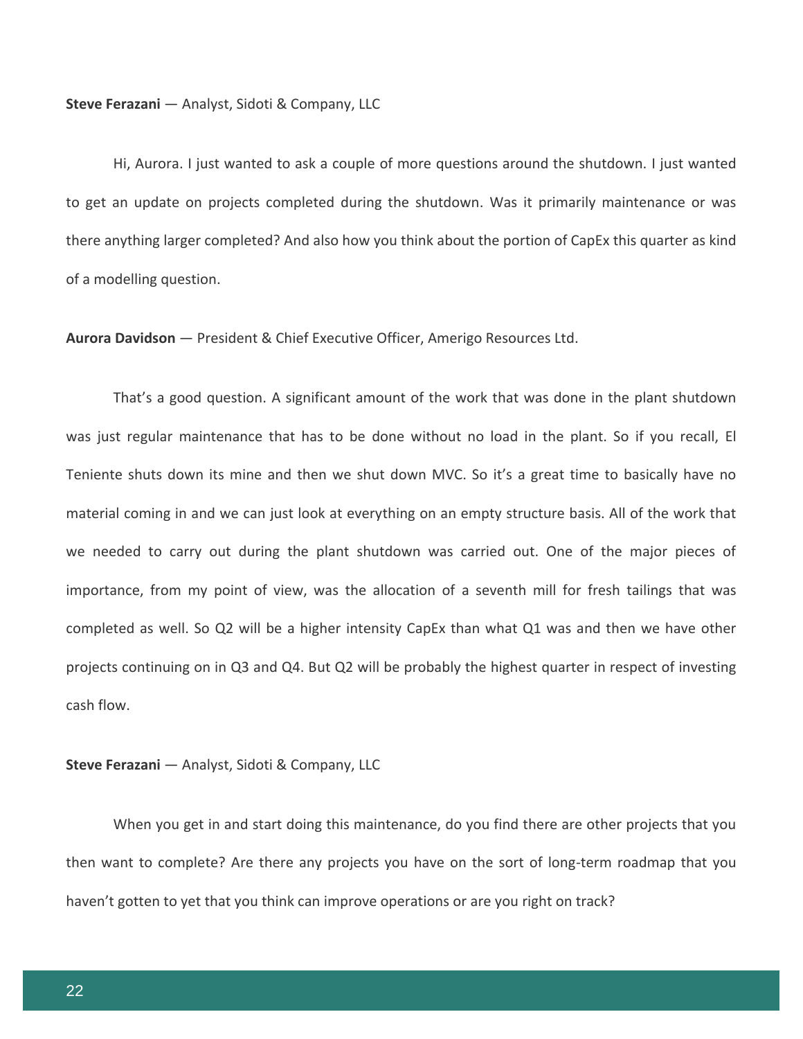**Steve Ferazani** — Analyst, Sidoti & Company, LLC

Hi, Aurora. I just wanted to ask a couple of more questions around the shutdown. I just wanted to get an update on projects completed during the shutdown. Was it primarily maintenance or was there anything larger completed? And also how you think about the portion of CapEx this quarter as kind of a modelling question.

**Aurora Davidson** — President & Chief Executive Officer, Amerigo Resources Ltd.

That's a good question. A significant amount of the work that was done in the plant shutdown was just regular maintenance that has to be done without no load in the plant. So if you recall, El Teniente shuts down its mine and then we shut down MVC. So it's a great time to basically have no material coming in and we can just look at everything on an empty structure basis. All of the work that we needed to carry out during the plant shutdown was carried out. One of the major pieces of importance, from my point of view, was the allocation of a seventh mill for fresh tailings that was completed as well. So Q2 will be a higher intensity CapEx than what Q1 was and then we have other projects continuing on in Q3 and Q4. But Q2 will be probably the highest quarter in respect of investing cash flow.

**Steve Ferazani** — Analyst, Sidoti & Company, LLC

When you get in and start doing this maintenance, do you find there are other projects that you then want to complete? Are there any projects you have on the sort of long-term roadmap that you haven't gotten to yet that you think can improve operations or are you right on track?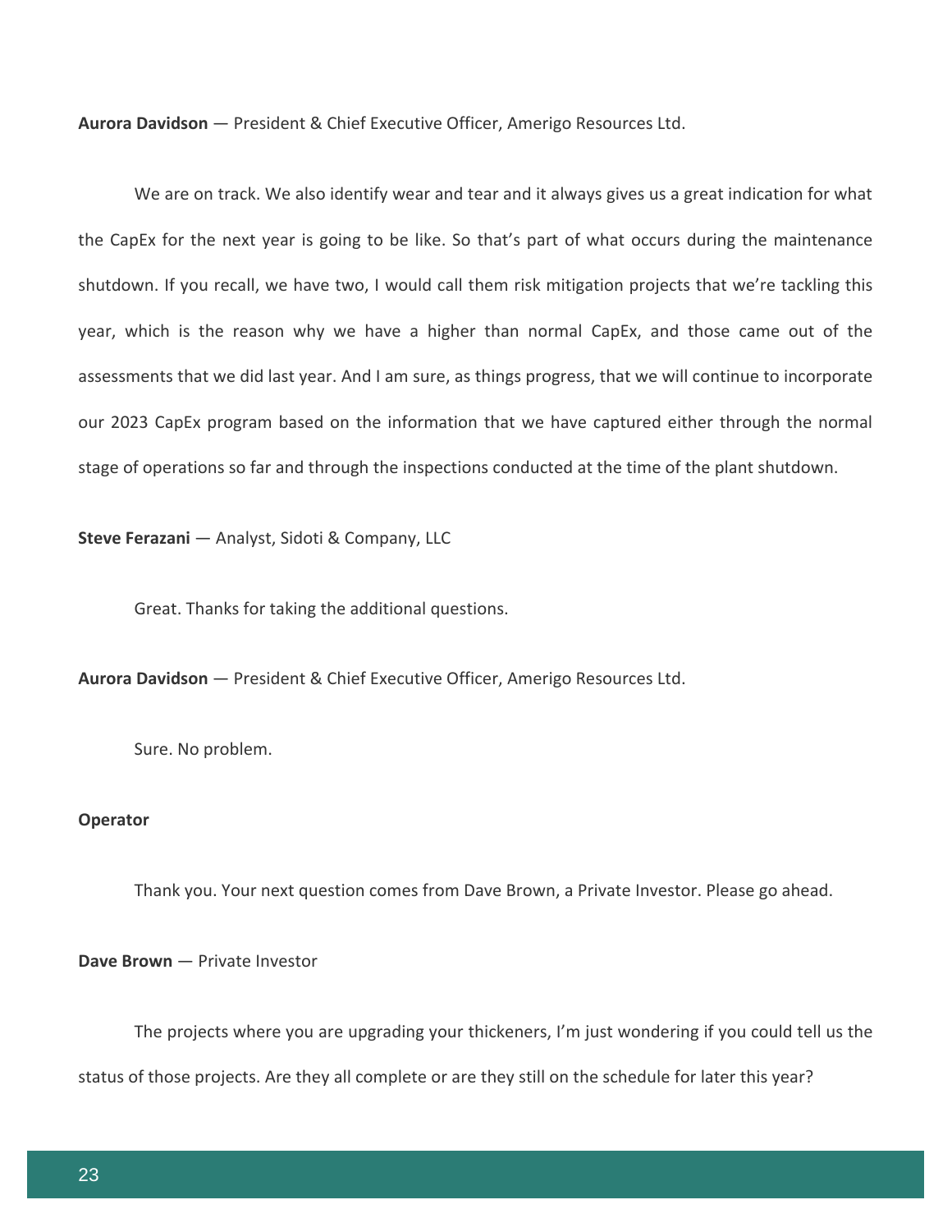**Aurora Davidson** — President & Chief Executive Officer, Amerigo Resources Ltd.

We are on track. We also identify wear and tear and it always gives us a great indication for what the CapEx for the next year is going to be like. So that's part of what occurs during the maintenance shutdown. If you recall, we have two, I would call them risk mitigation projects that we're tackling this year, which is the reason why we have a higher than normal CapEx, and those came out of the assessments that we did last year. And I am sure, as things progress, that we will continue to incorporate our 2023 CapEx program based on the information that we have captured either through the normal stage of operations so far and through the inspections conducted at the time of the plant shutdown.

**Steve Ferazani** — Analyst, Sidoti & Company, LLC

Great. Thanks for taking the additional questions.

**Aurora Davidson** — President & Chief Executive Officer, Amerigo Resources Ltd.

Sure. No problem.

**Operator**

Thank you. Your next question comes from Dave Brown, a Private Investor. Please go ahead.

**Dave Brown** — Private Investor

The projects where you are upgrading your thickeners, I'm just wondering if you could tell us the status of those projects. Are they all complete or are they still on the schedule for later this year?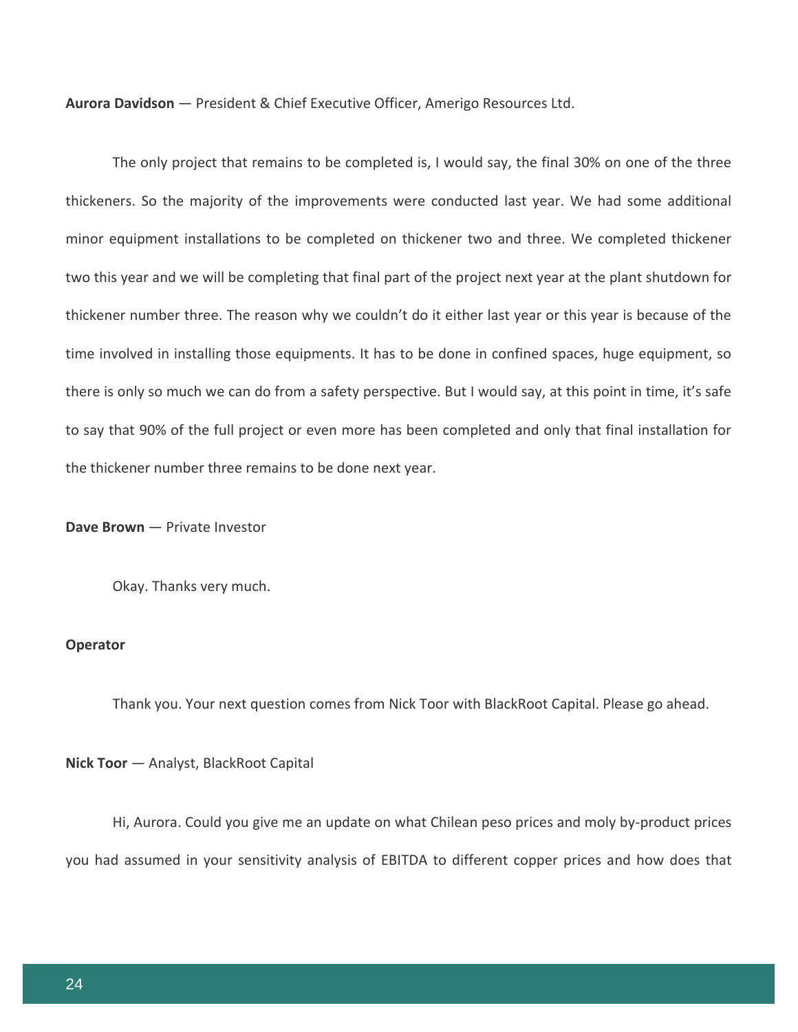**Aurora Davidson** — President & Chief Executive Officer, Amerigo Resources Ltd.

The only project that remains to be completed is, I would say, the final 30% on one of the three thickeners. So the majority of the improvements were conducted last year. We had some additional minor equipment installations to be completed on thickener two and three. We completed thickener two this year and we will be completing that final part of the project next year at the plant shutdown for thickener number three. The reason why we couldn't do it either last year or this year is because of the time involved in installing those equipments. It has to be done in confined spaces, huge equipment, so there is only so much we can do from a safety perspective. But I would say, at this point in time, it's safe to say that 90% of the full project or even more has been completed and only that final installation for the thickener number three remains to be done next year.

**Dave Brown** — Private Investor

Okay. Thanks very much.

**Operator**

Thank you. Your next question comes from Nick Toor with BlackRoot Capital. Please go ahead.

**Nick Toor** — Analyst, BlackRoot Capital

Hi, Aurora. Could you give me an update on what Chilean peso prices and moly by-product prices you had assumed in your sensitivity analysis of EBITDA to different copper prices and how does that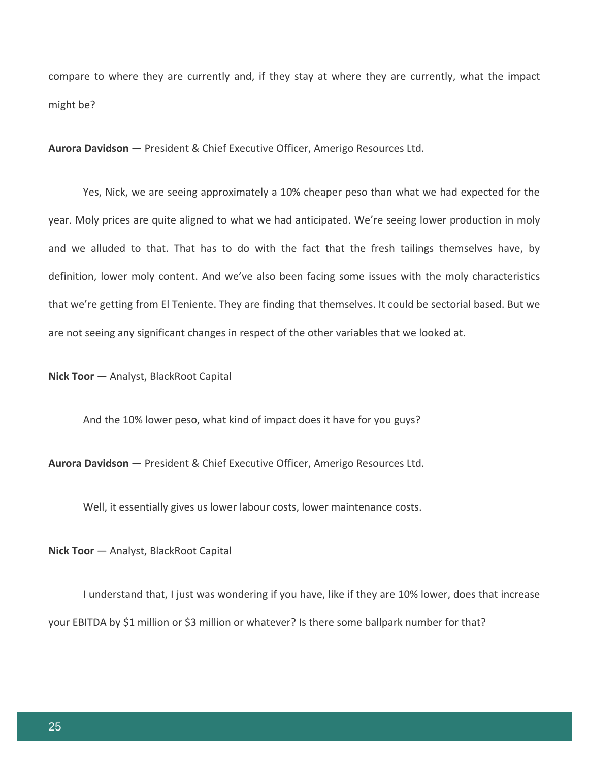compare to where they are currently and, if they stay at where they are currently, what the impact might be?

**Aurora Davidson** — President & Chief Executive Officer, Amerigo Resources Ltd.

Yes, Nick, we are seeing approximately a 10% cheaper peso than what we had expected for the year. Moly prices are quite aligned to what we had anticipated. We're seeing lower production in moly and we alluded to that. That has to do with the fact that the fresh tailings themselves have, by definition, lower moly content. And we've also been facing some issues with the moly characteristics that we're getting from El Teniente. They are finding that themselves. It could be sectorial based. But we are not seeing any significant changes in respect of the other variables that we looked at.

**Nick Toor** — Analyst, BlackRoot Capital

And the 10% lower peso, what kind of impact does it have for you guys?

**Aurora Davidson** — President & Chief Executive Officer, Amerigo Resources Ltd.

Well, it essentially gives us lower labour costs, lower maintenance costs.

**Nick Toor** — Analyst, BlackRoot Capital

I understand that, I just was wondering if you have, like if they are 10% lower, does that increase your EBITDA by $1 million or $3 million or whatever? Is there some ballpark number for that?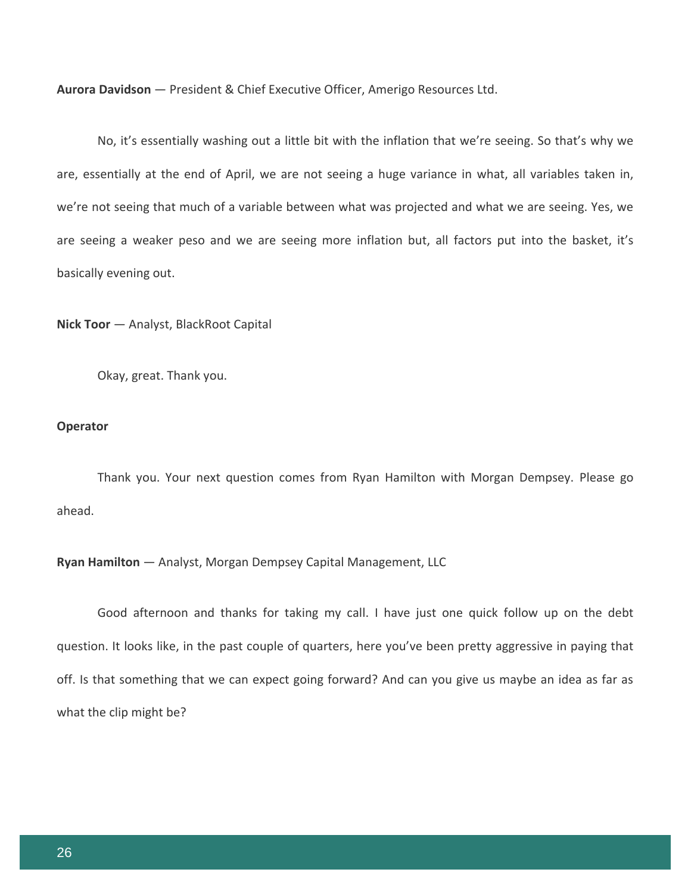**Aurora Davidson** — President & Chief Executive Officer, Amerigo Resources Ltd.

No, it's essentially washing out a little bit with the inflation that we're seeing. So that's why we are, essentially at the end of April, we are not seeing a huge variance in what, all variables taken in, we're not seeing that much of a variable between what was projected and what we are seeing. Yes, we are seeing a weaker peso and we are seeing more inflation but, all factors put into the basket, it's basically evening out.

**Nick Toor** — Analyst, BlackRoot Capital

Okay, great. Thank you.

**Operator**

Thank you. Your next question comes from Ryan Hamilton with Morgan Dempsey. Please go ahead.

**Ryan Hamilton** — Analyst, Morgan Dempsey Capital Management, LLC

Good afternoon and thanks for taking my call. I have just one quick follow up on the debt question. It looks like, in the past couple of quarters, here you've been pretty aggressive in paying that off. Is that something that we can expect going forward? And can you give us maybe an idea as far as what the clip might be?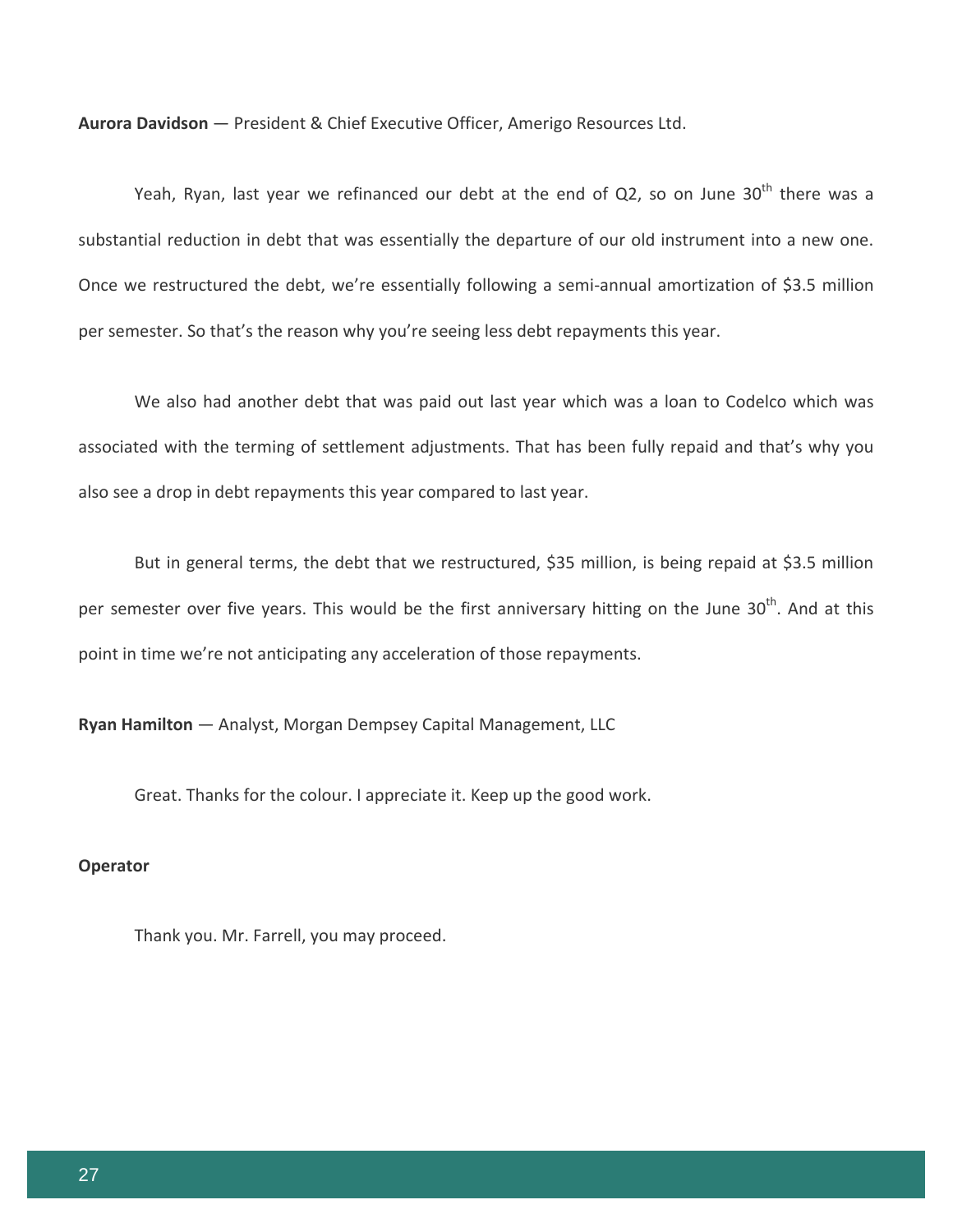**Aurora Davidson** — President & Chief Executive Officer, Amerigo Resources Ltd.

Yeah, Ryan, last year we refinanced our debt at the end of Q2, so on June 30th there was a substantial reduction in debt that was essentially the departure of our old instrument into a new one. Once we restructured the debt, we're essentially following a semi-annual amortization of $3.5 million per semester. So that's the reason why you're seeing less debt repayments this year.

We also had another debt that was paid out last year which was a loan to Codelco which was associated with the terming of settlement adjustments. That has been fully repaid and that's why you also see a drop in debt repayments this year compared to last year.

But in general terms, the debt that we restructured, $35 million, is being repaid at $3.5 million per semester over five years. This would be the first anniversary hitting on the June 30th. And at this point in time we're not anticipating any acceleration of those repayments.

**Ryan Hamilton** — Analyst, Morgan Dempsey Capital Management, LLC

Great. Thanks for the colour. I appreciate it. Keep up the good work.

**Operator**

Thank you. Mr. Farrell, you may proceed.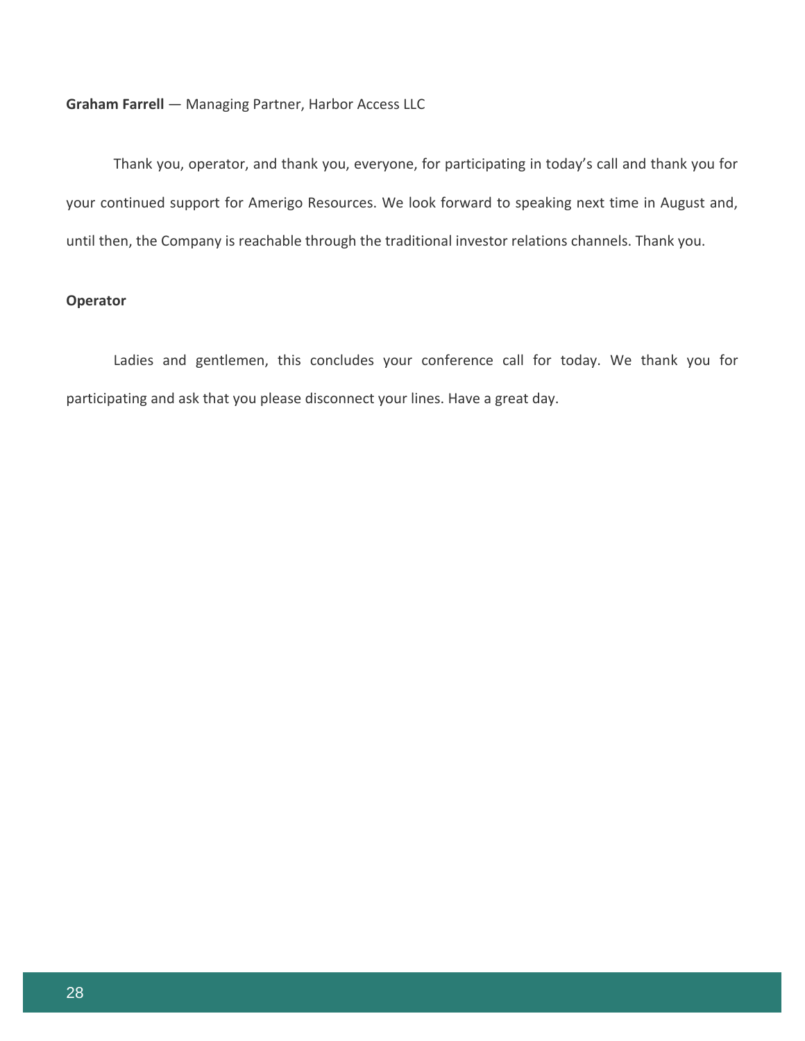**Graham Farrell** — Managing Partner, Harbor Access LLC

Thank you, operator, and thank you, everyone, for participating in today's call and thank you for your continued support for Amerigo Resources. We look forward to speaking next time in August and, until then, the Company is reachable through the traditional investor relations channels. Thank you.

**Operator**

Ladies and gentlemen, this concludes your conference call for today. We thank you for participating and ask that you please disconnect your lines. Have a great day.